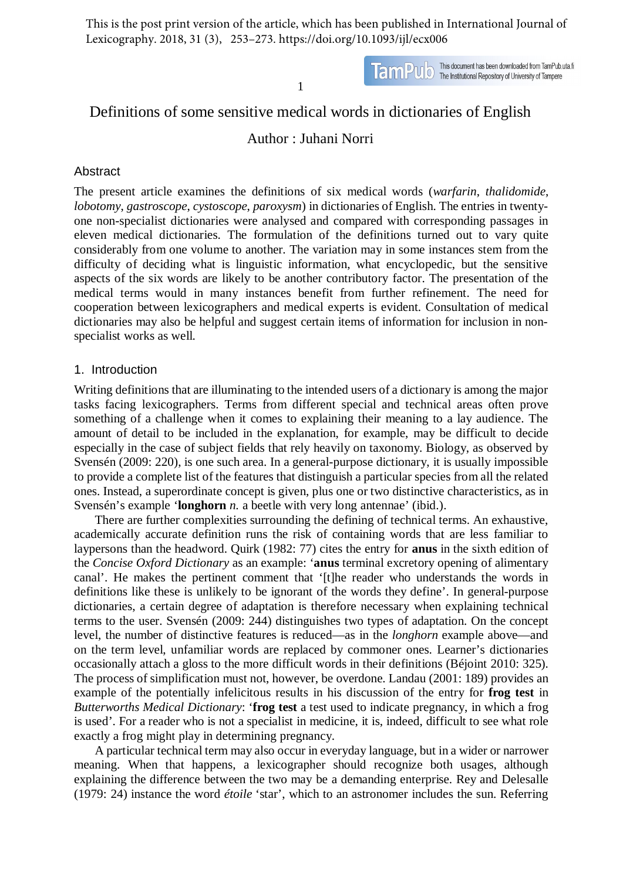This is the post print version of the article, which has been published in International Journal of Lexicography. 2018, 31 (3), 253–273. https://doi.org/10.1093/ijl/ecx006

# Definitions of some sensitive medical words in dictionaries of English

Author : Juhani Norri

## Abstract

The present article examines the definitions of six medical words (*warfarin*, *thalidomide*, *lobotomy*, *gastroscope*, *cystoscope*, *paroxysm*) in dictionaries of English. The entries in twenty-one non-specialist dictionaries were analysed and compared with corresponding passages in eleven medical dictionaries. The formulation of the definitions turned out to vary quite considerably from one volume to another. The variation may in some instances stem from the difficulty of deciding what is linguistic information, what encyclopedic, but the sensitive aspects of the six words are likely to be another contributory factor. The presentation of the medical terms would in many instances benefit from further refinement. The need for cooperation between lexicographers and medical experts is evident. Consultation of medical dictionaries may also be helpful and suggest certain items of information for inclusion in non-specialist works as well.

## 1. Introduction

Writing definitions that are illuminating to the intended users of a dictionary is among the major tasks facing lexicographers. Terms from different special and technical areas often prove something of a challenge when it comes to explaining their meaning to a lay audience. The amount of detail to be included in the explanation, for example, may be difficult to decide especially in the case of subject fields that rely heavily on taxonomy. Biology, as observed by Svensén (2009: 220), is one such area. In a general-purpose dictionary, it is usually impossible to provide a complete list of the features that distinguish a particular species from all the related ones. Instead, a superordinate concept is given, plus one or two distinctive characteristics, as in Svensén's example '**longhorn** *n.* a beetle with very long antennae' (ibid.).

There are further complexities surrounding the defining of technical terms. An exhaustive, academically accurate definition runs the risk of containing words that are less familiar to laypersons than the headword. Quirk (1982: 77) cites the entry for **anus** in the sixth edition of the *Concise Oxford Dictionary* as an example: '**anus** terminal excretory opening of alimentary canal'. He makes the pertinent comment that '[t]he reader who understands the words in definitions like these is unlikely to be ignorant of the words they define'. In general-purpose dictionaries, a certain degree of adaptation is therefore necessary when explaining technical terms to the user. Svensén (2009: 244) distinguishes two types of adaptation. On the concept level, the number of distinctive features is reduced—as in the *longhorn* example above—and on the term level, unfamiliar words are replaced by commoner ones. Learner's dictionaries occasionally attach a gloss to the more difficult words in their definitions (Béjoint 2010: 325). The process of simplification must not, however, be overdone. Landau (2001: 189) provides an example of the potentially infelicitous results in his discussion of the entry for **frog test** in *Butterworths Medical Dictionary*: '**frog test** a test used to indicate pregnancy, in which a frog is used'. For a reader who is not a specialist in medicine, it is, indeed, difficult to see what role exactly a frog might play in determining pregnancy.

A particular technical term may also occur in everyday language, but in a wider or narrower meaning. When that happens, a lexicographer should recognize both usages, although explaining the difference between the two may be a demanding enterprise. Rey and Delesalle (1979: 24) instance the word *étoile* 'star', which to an astronomer includes the sun. Referring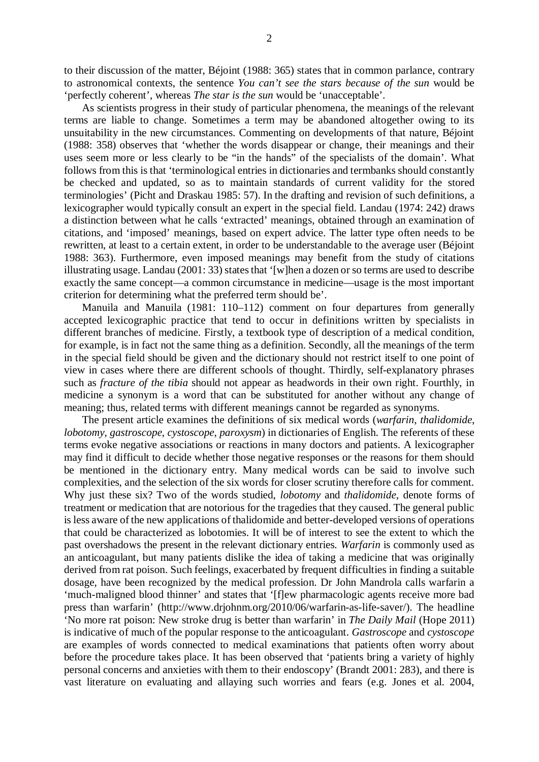to their discussion of the matter, Béjoint (1988: 365) states that in common parlance, contrary to astronomical contexts, the sentence *You can't see the stars because of the sun* would be 'perfectly coherent', whereas *The star is the sun* would be 'unacceptable'.

As scientists progress in their study of particular phenomena, the meanings of the relevant terms are liable to change. Sometimes a term may be abandoned altogether owing to its unsuitability in the new circumstances. Commenting on developments of that nature, Béjoint (1988: 358) observes that 'whether the words disappear or change, their meanings and their uses seem more or less clearly to be "in the hands" of the specialists of the domain'. What follows from this is that 'terminological entries in dictionaries and termbanks should constantly be checked and updated, so as to maintain standards of current validity for the stored terminologies' (Picht and Draskau 1985: 57). In the drafting and revision of such definitions, a lexicographer would typically consult an expert in the special field. Landau (1974: 242) draws a distinction between what he calls 'extracted' meanings, obtained through an examination of citations, and 'imposed' meanings, based on expert advice. The latter type often needs to be rewritten, at least to a certain extent, in order to be understandable to the average user (Béjoint 1988: 363). Furthermore, even imposed meanings may benefit from the study of citations illustrating usage. Landau (2001: 33) states that '[w]hen a dozen or so terms are used to describe exactly the same concept—a common circumstance in medicine—usage is the most important criterion for determining what the preferred term should be'.

Manuila and Manuila (1981: 110–112) comment on four departures from generally accepted lexicographic practice that tend to occur in definitions written by specialists in different branches of medicine. Firstly, a textbook type of description of a medical condition, for example, is in fact not the same thing as a definition. Secondly, all the meanings of the term in the special field should be given and the dictionary should not restrict itself to one point of view in cases where there are different schools of thought. Thirdly, self-explanatory phrases such as *fracture of the tibia* should not appear as headwords in their own right. Fourthly, in medicine a synonym is a word that can be substituted for another without any change of meaning; thus, related terms with different meanings cannot be regarded as synonyms.

The present article examines the definitions of six medical words (*warfarin*, *thalidomide*, *lobotomy*, *gastroscope*, *cystoscope*, *paroxysm*) in dictionaries of English. The referents of these terms evoke negative associations or reactions in many doctors and patients. A lexicographer may find it difficult to decide whether those negative responses or the reasons for them should be mentioned in the dictionary entry. Many medical words can be said to involve such complexities, and the selection of the six words for closer scrutiny therefore calls for comment. Why just these six? Two of the words studied, *lobotomy* and *thalidomide*, denote forms of treatment or medication that are notorious for the tragedies that they caused. The general public is less aware of the new applications of thalidomide and better-developed versions of operations that could be characterized as lobotomies. It will be of interest to see the extent to which the past overshadows the present in the relevant dictionary entries. *Warfarin* is commonly used as an anticoagulant, but many patients dislike the idea of taking a medicine that was originally derived from rat poison. Such feelings, exacerbated by frequent difficulties in finding a suitable dosage, have been recognized by the medical profession. Dr John Mandrola calls warfarin a 'much-maligned blood thinner' and states that '[f]ew pharmacologic agents receive more bad press than warfarin' (http://www.drjohnm.org/2010/06/warfarin-as-life-saver/). The headline 'No more rat poison: New stroke drug is better than warfarin' in *The Daily Mail* (Hope 2011) is indicative of much of the popular response to the anticoagulant. *Gastroscope* and *cystoscope* are examples of words connected to medical examinations that patients often worry about before the procedure takes place. It has been observed that 'patients bring a variety of highly personal concerns and anxieties with them to their endoscopy' (Brandt 2001: 283), and there is vast literature on evaluating and allaying such worries and fears (e.g. Jones et al. 2004,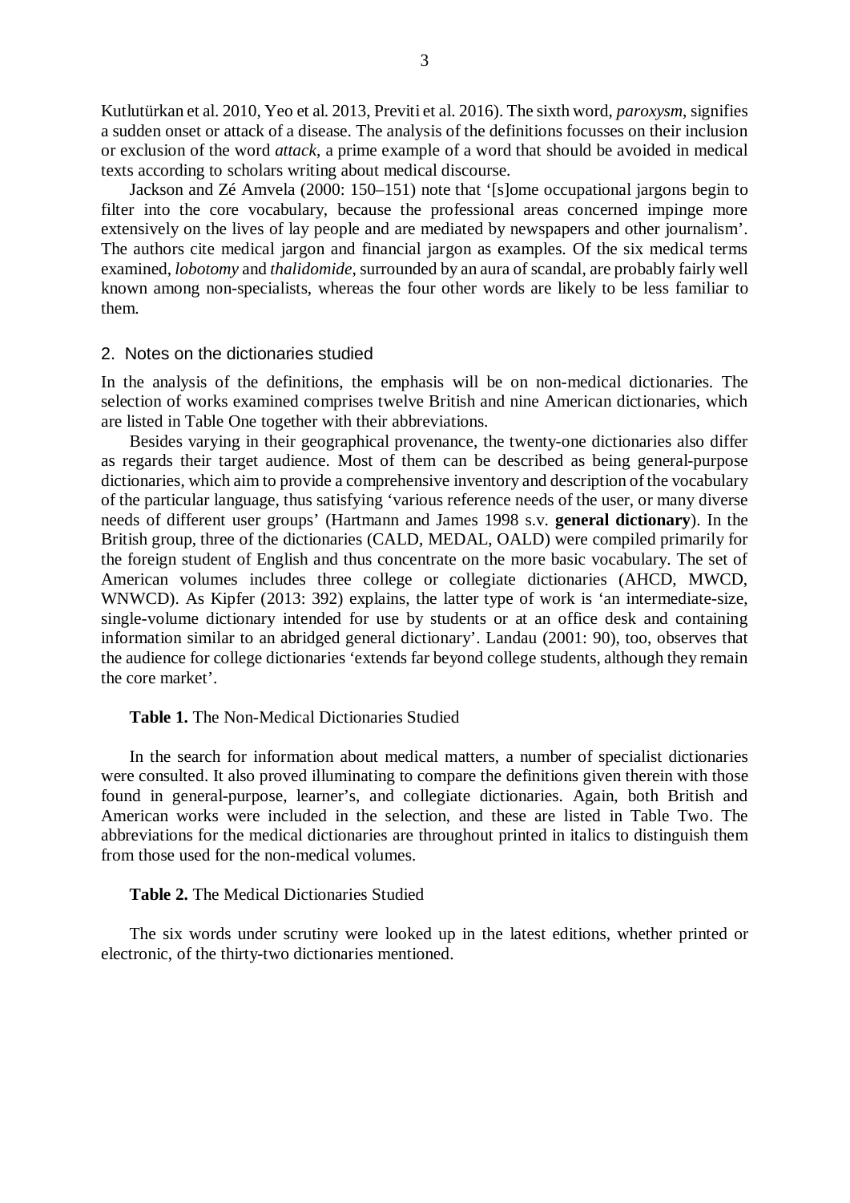Kutlutürkan et al. 2010, Yeo et al. 2013, Previti et al. 2016). The sixth word, *paroxysm*, signifies a sudden onset or attack of a disease. The analysis of the definitions focusses on their inclusion or exclusion of the word *attack*, a prime example of a word that should be avoided in medical texts according to scholars writing about medical discourse.

Jackson and Zé Amvela (2000: 150–151) note that '[s]ome occupational jargons begin to filter into the core vocabulary, because the professional areas concerned impinge more extensively on the lives of lay people and are mediated by newspapers and other journalism'. The authors cite medical jargon and financial jargon as examples. Of the six medical terms examined, *lobotomy* and *thalidomide*, surrounded by an aura of scandal, are probably fairly well known among non-specialists, whereas the four other words are likely to be less familiar to them.

## 2. Notes on the dictionaries studied

In the analysis of the definitions, the emphasis will be on non-medical dictionaries. The selection of works examined comprises twelve British and nine American dictionaries, which are listed in Table One together with their abbreviations.

Besides varying in their geographical provenance, the twenty-one dictionaries also differ as regards their target audience. Most of them can be described as being general-purpose dictionaries, which aim to provide a comprehensive inventory and description of the vocabulary of the particular language, thus satisfying 'various reference needs of the user, or many diverse needs of different user groups' (Hartmann and James 1998 s.v. **general dictionary**). In the British group, three of the dictionaries (CALD, MEDAL, OALD) were compiled primarily for the foreign student of English and thus concentrate on the more basic vocabulary. The set of American volumes includes three college or collegiate dictionaries (AHCD, MWCD, WNWCD). As Kipfer (2013: 392) explains, the latter type of work is 'an intermediate-size, single-volume dictionary intended for use by students or at an office desk and containing information similar to an abridged general dictionary'. Landau (2001: 90), too, observes that the audience for college dictionaries 'extends far beyond college students, although they remain the core market'.

**Table 1.** The Non-Medical Dictionaries Studied

In the search for information about medical matters, a number of specialist dictionaries were consulted. It also proved illuminating to compare the definitions given therein with those found in general-purpose, learner's, and collegiate dictionaries. Again, both British and American works were included in the selection, and these are listed in Table Two. The abbreviations for the medical dictionaries are throughout printed in italics to distinguish them from those used for the non-medical volumes.

**Table 2.** The Medical Dictionaries Studied

The six words under scrutiny were looked up in the latest editions, whether printed or electronic, of the thirty-two dictionaries mentioned.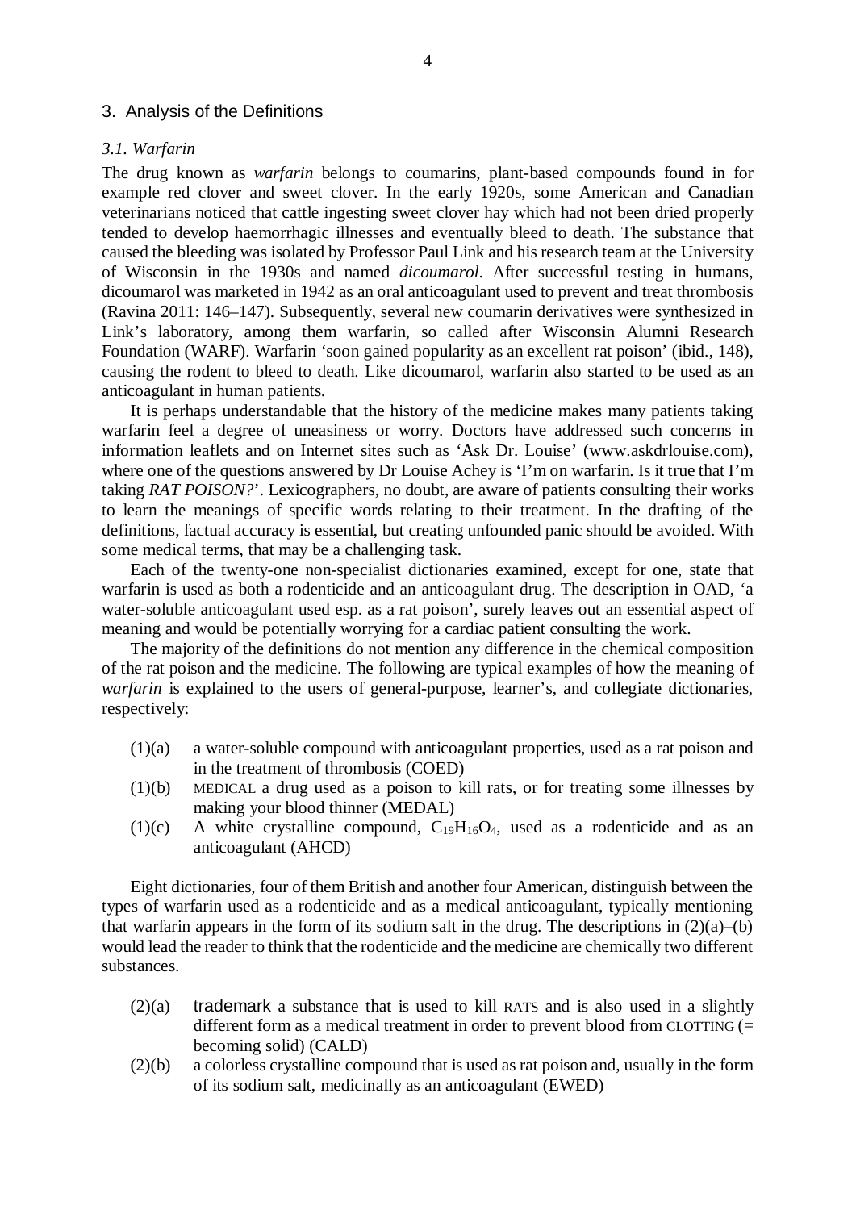## 3. Analysis of the Definitions

### *3.1. Warfarin*

The drug known as *warfarin* belongs to coumarins, plant-based compounds found in for example red clover and sweet clover. In the early 1920s, some American and Canadian veterinarians noticed that cattle ingesting sweet clover hay which had not been dried properly tended to develop haemorrhagic illnesses and eventually bleed to death. The substance that caused the bleeding was isolated by Professor Paul Link and his research team at the University of Wisconsin in the 1930s and named *dicoumarol*. After successful testing in humans, dicoumarol was marketed in 1942 as an oral anticoagulant used to prevent and treat thrombosis (Ravina 2011: 146–147). Subsequently, several new coumarin derivatives were synthesized in Link's laboratory, among them warfarin, so called after Wisconsin Alumni Research Foundation (WARF). Warfarin 'soon gained popularity as an excellent rat poison' (ibid., 148), causing the rodent to bleed to death. Like dicoumarol, warfarin also started to be used as an anticoagulant in human patients.

It is perhaps understandable that the history of the medicine makes many patients taking warfarin feel a degree of uneasiness or worry. Doctors have addressed such concerns in information leaflets and on Internet sites such as 'Ask Dr. Louise' (www.askdrlouise.com), where one of the questions answered by Dr Louise Achey is 'I'm on warfarin. Is it true that I'm taking *RAT POISON?*'. Lexicographers, no doubt, are aware of patients consulting their works to learn the meanings of specific words relating to their treatment. In the drafting of the definitions, factual accuracy is essential, but creating unfounded panic should be avoided. With some medical terms, that may be a challenging task.

Each of the twenty-one non-specialist dictionaries examined, except for one, state that warfarin is used as both a rodenticide and an anticoagulant drug. The description in OAD, 'a water-soluble anticoagulant used esp. as a rat poison', surely leaves out an essential aspect of meaning and would be potentially worrying for a cardiac patient consulting the work.

The majority of the definitions do not mention any difference in the chemical composition of the rat poison and the medicine. The following are typical examples of how the meaning of *warfarin* is explained to the users of general-purpose, learner's, and collegiate dictionaries, respectively:

(1)(a) a water-soluble compound with anticoagulant properties, used as a rat poison and in the treatment of thrombosis (COED)

(1)(b) MEDICAL a drug used as a poison to kill rats, or for treating some illnesses by making your blood thinner (MEDAL)

(1)(c) A white crystalline compound, $C_{19}H_{16}O_4$, used as a rodenticide and as an anticoagulant (AHCD)

Eight dictionaries, four of them British and another four American, distinguish between the types of warfarin used as a rodenticide and as a medical anticoagulant, typically mentioning that warfarin appears in the form of its sodium salt in the drug. The descriptions in (2)(a)–(b) would lead the reader to think that the rodenticide and the medicine are chemically two different substances.

(2)(a) trademark a substance that is used to kill RATS and is also used in a slightly different form as a medical treatment in order to prevent blood from CLOTTING (= becoming solid) (CALD)

(2)(b) a colorless crystalline compound that is used as rat poison and, usually in the form of its sodium salt, medicinally as an anticoagulant (EWED)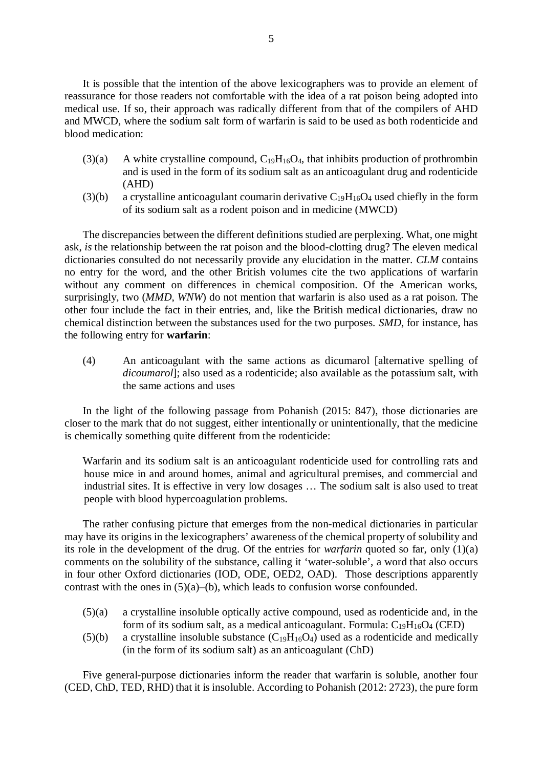It is possible that the intention of the above lexicographers was to provide an element of reassurance for those readers not comfortable with the idea of a rat poison being adopted into medical use. If so, their approach was radically different from that of the compilers of AHD and MWCD, where the sodium salt form of warfarin is said to be used as both rodenticide and blood medication:

(3)(a) A white crystalline compound, $C_{19}H_{16}O_4$, that inhibits production of prothrombin and is used in the form of its sodium salt as an anticoagulant drug and rodenticide (AHD)

(3)(b) a crystalline anticoagulant coumarin derivative $C_{19}H_{16}O_4$ used chiefly in the form of its sodium salt as a rodent poison and in medicine (MWCD)

The discrepancies between the different definitions studied are perplexing. What, one might ask, *is* the relationship between the rat poison and the blood-clotting drug? The eleven medical dictionaries consulted do not necessarily provide any elucidation in the matter. *CLM* contains no entry for the word, and the other British volumes cite the two applications of warfarin without any comment on differences in chemical composition. Of the American works, surprisingly, two (*MMD*, *WNW*) do not mention that warfarin is also used as a rat poison. The other four include the fact in their entries, and, like the British medical dictionaries, draw no chemical distinction between the substances used for the two purposes. *SMD*, for instance, has the following entry for **warfarin**:

(4) An anticoagulant with the same actions as dicumarol [alternative spelling of *dicoumarol*]; also used as a rodenticide; also available as the potassium salt, with the same actions and uses

In the light of the following passage from Pohanish (2015: 847), those dictionaries are closer to the mark that do not suggest, either intentionally or unintentionally, that the medicine is chemically something quite different from the rodenticide:

> Warfarin and its sodium salt is an anticoagulant rodenticide used for controlling rats and house mice in and around homes, animal and agricultural premises, and commercial and industrial sites. It is effective in very low dosages … The sodium salt is also used to treat people with blood hypercoagulation problems.

The rather confusing picture that emerges from the non-medical dictionaries in particular may have its origins in the lexicographers' awareness of the chemical property of solubility and its role in the development of the drug. Of the entries for *warfarin* quoted so far, only (1)(a) comments on the solubility of the substance, calling it 'water-soluble', a word that also occurs in four other Oxford dictionaries (IOD, ODE, OED2, OAD). Those descriptions apparently contrast with the ones in (5)(a)–(b), which leads to confusion worse confounded.

(5)(a) a crystalline insoluble optically active compound, used as rodenticide and, in the form of its sodium salt, as a medical anticoagulant. Formula: $C_{19}H_{16}O_4$ (CED)

(5)(b) a crystalline insoluble substance ($C_{19}H_{16}O_4$) used as a rodenticide and medically (in the form of its sodium salt) as an anticoagulant (ChD)

Five general-purpose dictionaries inform the reader that warfarin is soluble, another four (CED, ChD, TED, RHD) that it is insoluble. According to Pohanish (2012: 2723), the pure form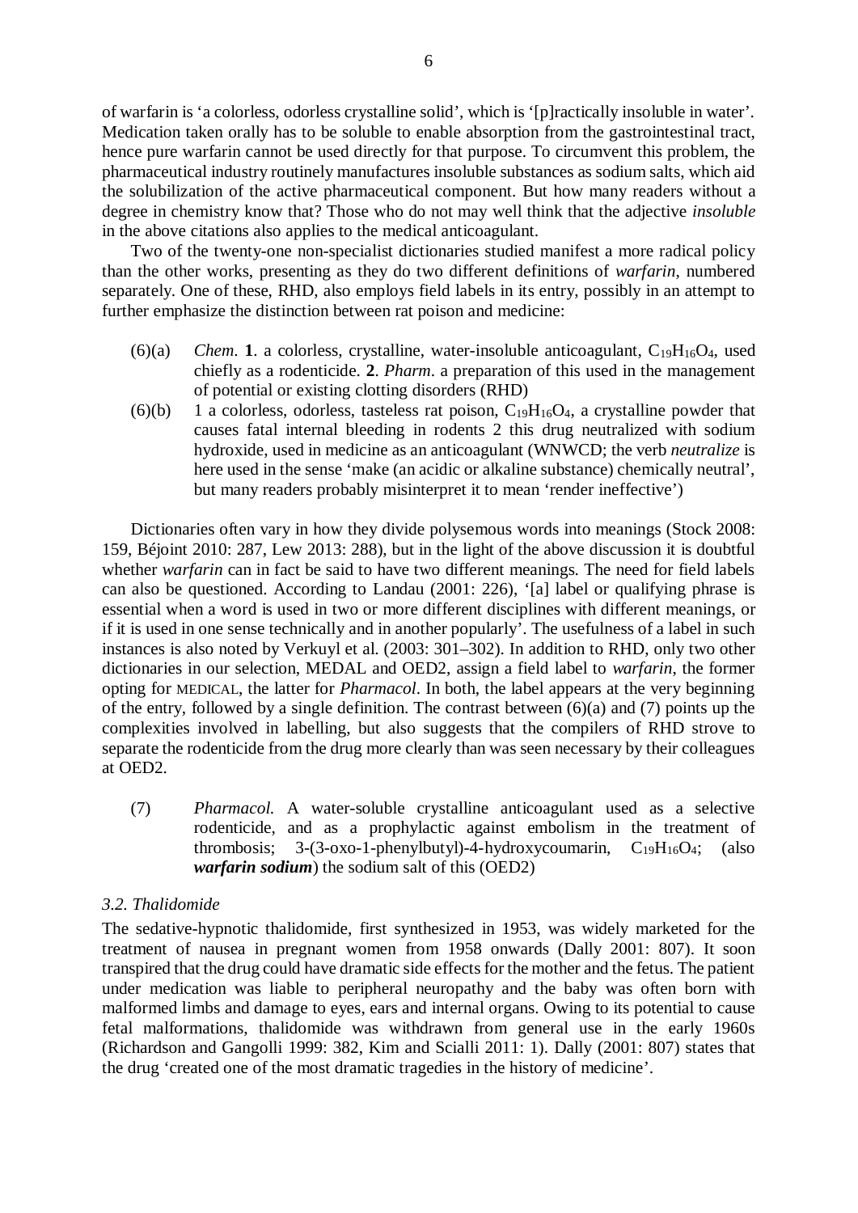of warfarin is 'a colorless, odorless crystalline solid', which is '[p]ractically insoluble in water'. Medication taken orally has to be soluble to enable absorption from the gastrointestinal tract, hence pure warfarin cannot be used directly for that purpose. To circumvent this problem, the pharmaceutical industry routinely manufactures insoluble substances as sodium salts, which aid the solubilization of the active pharmaceutical component. But how many readers without a degree in chemistry know that? Those who do not may well think that the adjective *insoluble* in the above citations also applies to the medical anticoagulant.

Two of the twenty-one non-specialist dictionaries studied manifest a more radical policy than the other works, presenting as they do two different definitions of *warfarin*, numbered separately. One of these, RHD, also employs field labels in its entry, possibly in an attempt to further emphasize the distinction between rat poison and medicine:

(6)(a) *Chem*. **1**. a colorless, crystalline, water-insoluble anticoagulant, $C_{19}H_{16}O_4$, used chiefly as a rodenticide. **2**. *Pharm*. a preparation of this used in the management of potential or existing clotting disorders (RHD)

(6)(b) 1 a colorless, odorless, tasteless rat poison, $C_{19}H_{16}O_4$, a crystalline powder that causes fatal internal bleeding in rodents 2 this drug neutralized with sodium hydroxide, used in medicine as an anticoagulant (WNWCD; the verb *neutralize* is here used in the sense 'make (an acidic or alkaline substance) chemically neutral', but many readers probably misinterpret it to mean 'render ineffective')

Dictionaries often vary in how they divide polysemous words into meanings (Stock 2008: 159, Béjoint 2010: 287, Lew 2013: 288), but in the light of the above discussion it is doubtful whether *warfarin* can in fact be said to have two different meanings. The need for field labels can also be questioned. According to Landau (2001: 226), '[a] label or qualifying phrase is essential when a word is used in two or more different disciplines with different meanings, or if it is used in one sense technically and in another popularly'. The usefulness of a label in such instances is also noted by Verkuyl et al. (2003: 301–302). In addition to RHD, only two other dictionaries in our selection, MEDAL and OED2, assign a field label to *warfarin*, the former opting for MEDICAL, the latter for *Pharmacol*. In both, the label appears at the very beginning of the entry, followed by a single definition. The contrast between (6)(a) and (7) points up the complexities involved in labelling, but also suggests that the compilers of RHD strove to separate the rodenticide from the drug more clearly than was seen necessary by their colleagues at OED2.

(7) *Pharmacol.* A water-soluble crystalline anticoagulant used as a selective rodenticide, and as a prophylactic against embolism in the treatment of thrombosis; 3-(3-oxo-1-phenylbutyl)-4-hydroxycoumarin, $C_{19}H_{16}O_4$; (also ***warfarin sodium***) the sodium salt of this (OED2)

### *3.2. Thalidomide*

The sedative-hypnotic thalidomide, first synthesized in 1953, was widely marketed for the treatment of nausea in pregnant women from 1958 onwards (Dally 2001: 807). It soon transpired that the drug could have dramatic side effects for the mother and the fetus. The patient under medication was liable to peripheral neuropathy and the baby was often born with malformed limbs and damage to eyes, ears and internal organs. Owing to its potential to cause fetal malformations, thalidomide was withdrawn from general use in the early 1960s (Richardson and Gangolli 1999: 382, Kim and Scialli 2011: 1). Dally (2001: 807) states that the drug 'created one of the most dramatic tragedies in the history of medicine'.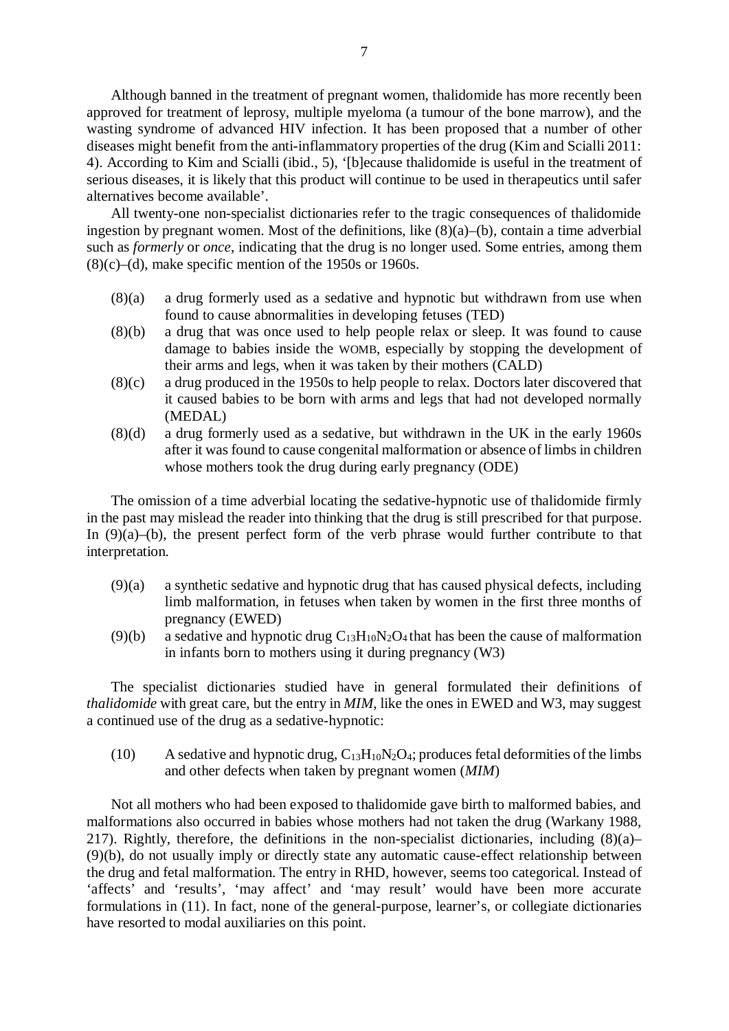Although banned in the treatment of pregnant women, thalidomide has more recently been approved for treatment of leprosy, multiple myeloma (a tumour of the bone marrow), and the wasting syndrome of advanced HIV infection. It has been proposed that a number of other diseases might benefit from the anti-inflammatory properties of the drug (Kim and Scialli 2011: 4). According to Kim and Scialli (ibid., 5), '[b]ecause thalidomide is useful in the treatment of serious diseases, it is likely that this product will continue to be used in therapeutics until safer alternatives become available'.

All twenty-one non-specialist dictionaries refer to the tragic consequences of thalidomide ingestion by pregnant women. Most of the definitions, like (8)(a)–(b), contain a time adverbial such as *formerly* or *once*, indicating that the drug is no longer used. Some entries, among them (8)(c)–(d), make specific mention of the 1950s or 1960s.

(8)(a) a drug formerly used as a sedative and hypnotic but withdrawn from use when found to cause abnormalities in developing fetuses (TED)

(8)(b) a drug that was once used to help people relax or sleep. It was found to cause damage to babies inside the WOMB, especially by stopping the development of their arms and legs, when it was taken by their mothers (CALD)

(8)(c) a drug produced in the 1950s to help people to relax. Doctors later discovered that it caused babies to be born with arms and legs that had not developed normally (MEDAL)

(8)(d) a drug formerly used as a sedative, but withdrawn in the UK in the early 1960s after it was found to cause congenital malformation or absence of limbs in children whose mothers took the drug during early pregnancy (ODE)

The omission of a time adverbial locating the sedative-hypnotic use of thalidomide firmly in the past may mislead the reader into thinking that the drug is still prescribed for that purpose. In (9)(a)–(b), the present perfect form of the verb phrase would further contribute to that interpretation.

(9)(a) a synthetic sedative and hypnotic drug that has caused physical defects, including limb malformation, in fetuses when taken by women in the first three months of pregnancy (EWED)

(9)(b) a sedative and hypnotic drug $C_{13}H_{10}N_2O_4$ that has been the cause of malformation in infants born to mothers using it during pregnancy (W3)

The specialist dictionaries studied have in general formulated their definitions of *thalidomide* with great care, but the entry in *MIM*, like the ones in EWED and W3, may suggest a continued use of the drug as a sedative-hypnotic:

(10) A sedative and hypnotic drug, $C_{13}H_{10}N_2O_4$; produces fetal deformities of the limbs and other defects when taken by pregnant women (*MIM*)

Not all mothers who had been exposed to thalidomide gave birth to malformed babies, and malformations also occurred in babies whose mothers had not taken the drug (Warkany 1988, 217). Rightly, therefore, the definitions in the non-specialist dictionaries, including (8)(a)–(9)(b), do not usually imply or directly state any automatic cause-effect relationship between the drug and fetal malformation. The entry in RHD, however, seems too categorical. Instead of 'affects' and 'results', 'may affect' and 'may result' would have been more accurate formulations in (11). In fact, none of the general-purpose, learner's, or collegiate dictionaries have resorted to modal auxiliaries on this point.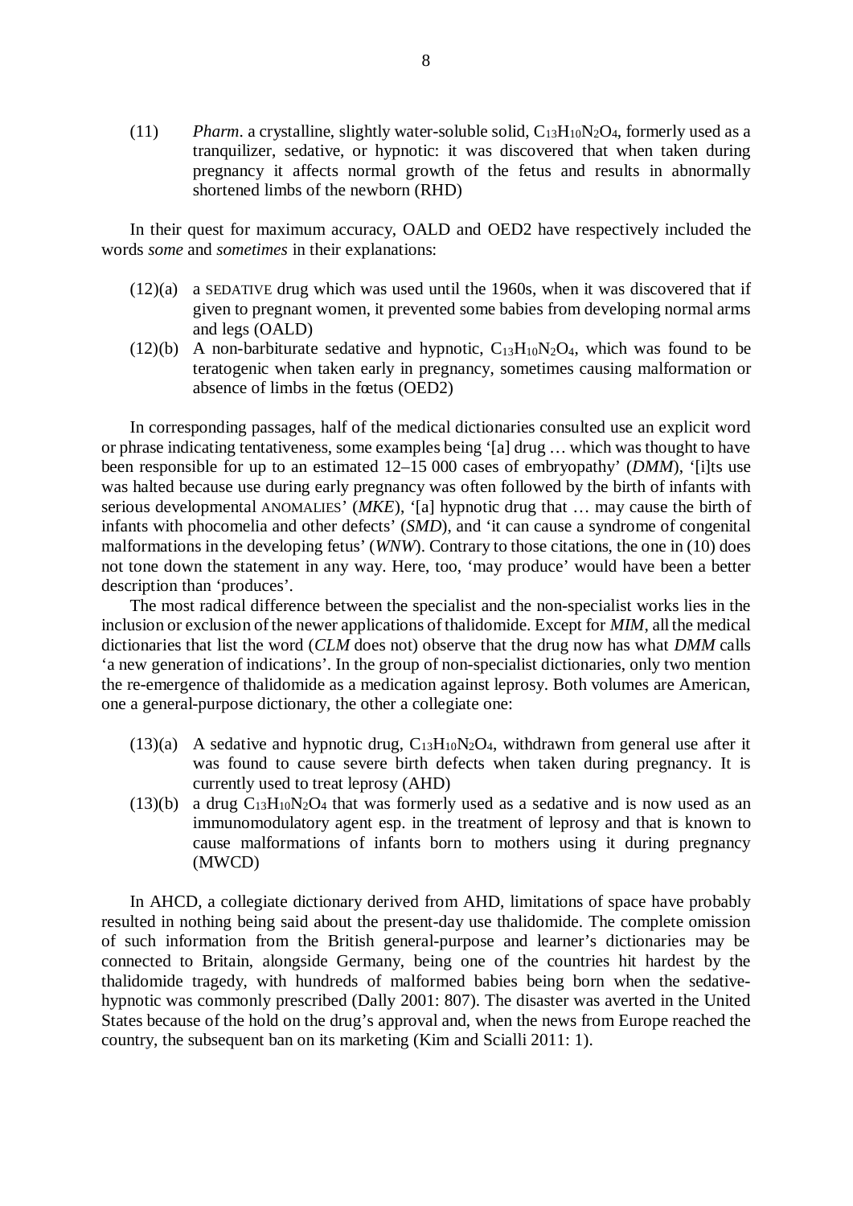(11) *Pharm*. a crystalline, slightly water-soluble solid, $C_{13}H_{10}N_2O_4$, formerly used as a tranquilizer, sedative, or hypnotic: it was discovered that when taken during pregnancy it affects normal growth of the fetus and results in abnormally shortened limbs of the newborn (RHD)

In their quest for maximum accuracy, OALD and OED2 have respectively included the words *some* and *sometimes* in their explanations:

(12)(a) a SEDATIVE drug which was used until the 1960s, when it was discovered that if given to pregnant women, it prevented some babies from developing normal arms and legs (OALD)

(12)(b) A non-barbiturate sedative and hypnotic, $C_{13}H_{10}N_2O_4$, which was found to be teratogenic when taken early in pregnancy, sometimes causing malformation or absence of limbs in the fœtus (OED2)

In corresponding passages, half of the medical dictionaries consulted use an explicit word or phrase indicating tentativeness, some examples being '[a] drug … which was thought to have been responsible for up to an estimated 12–15 000 cases of embryopathy' (*DMM*), '[i]ts use was halted because use during early pregnancy was often followed by the birth of infants with serious developmental ANOMALIES' (*MKE*), '[a] hypnotic drug that … may cause the birth of infants with phocomelia and other defects' (*SMD*), and 'it can cause a syndrome of congenital malformations in the developing fetus' (*WNW*). Contrary to those citations, the one in (10) does not tone down the statement in any way. Here, too, 'may produce' would have been a better description than 'produces'.

The most radical difference between the specialist and the non-specialist works lies in the inclusion or exclusion of the newer applications of thalidomide. Except for *MIM*, all the medical dictionaries that list the word (*CLM* does not) observe that the drug now has what *DMM* calls 'a new generation of indications'. In the group of non-specialist dictionaries, only two mention the re-emergence of thalidomide as a medication against leprosy. Both volumes are American, one a general-purpose dictionary, the other a collegiate one:

(13)(a) A sedative and hypnotic drug, $C_{13}H_{10}N_2O_4$, withdrawn from general use after it was found to cause severe birth defects when taken during pregnancy. It is currently used to treat leprosy (AHD)

(13)(b) a drug $C_{13}H_{10}N_2O_4$ that was formerly used as a sedative and is now used as an immunomodulatory agent esp. in the treatment of leprosy and that is known to cause malformations of infants born to mothers using it during pregnancy (MWCD)

In AHCD, a collegiate dictionary derived from AHD, limitations of space have probably resulted in nothing being said about the present-day use thalidomide. The complete omission of such information from the British general-purpose and learner's dictionaries may be connected to Britain, alongside Germany, being one of the countries hit hardest by the thalidomide tragedy, with hundreds of malformed babies being born when the sedative-hypnotic was commonly prescribed (Dally 2001: 807). The disaster was averted in the United States because of the hold on the drug's approval and, when the news from Europe reached the country, the subsequent ban on its marketing (Kim and Scialli 2011: 1).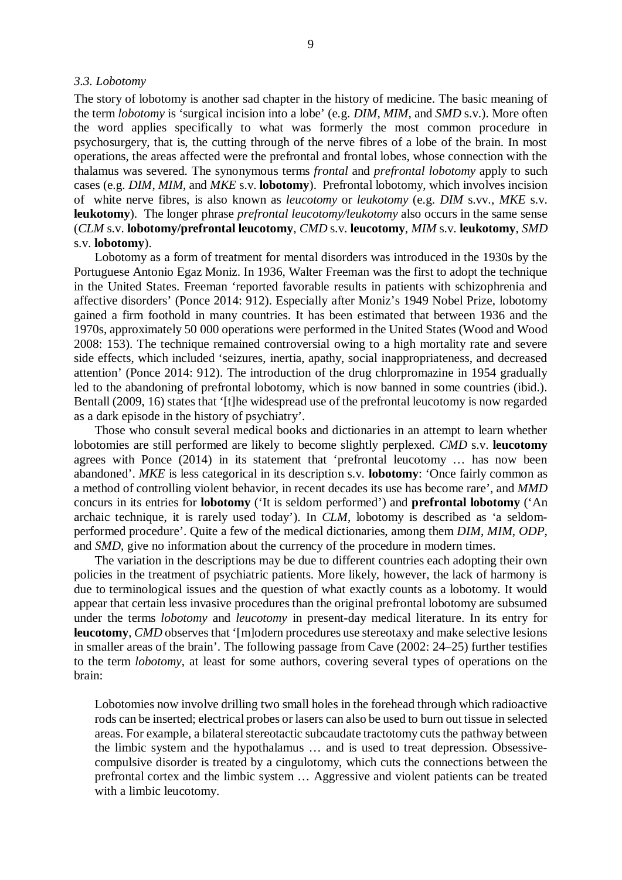### *3.3. Lobotomy*

The story of lobotomy is another sad chapter in the history of medicine. The basic meaning of the term *lobotomy* is 'surgical incision into a lobe' (e.g. *DIM*, *MIM*, and *SMD* s.v.). More often the word applies specifically to what was formerly the most common procedure in psychosurgery, that is, the cutting through of the nerve fibres of a lobe of the brain. In most operations, the areas affected were the prefrontal and frontal lobes, whose connection with the thalamus was severed. The synonymous terms *frontal* and *prefrontal lobotomy* apply to such cases (e.g. *DIM*, *MIM*, and *MKE* s.v. **lobotomy**). Prefrontal lobotomy, which involves incision of white nerve fibres, is also known as *leucotomy* or *leukotomy* (e.g. *DIM* s.vv., *MKE* s.v. **leukotomy**). The longer phrase *prefrontal leucotomy/leukotomy* also occurs in the same sense (*CLM* s.v. **lobotomy/prefrontal leucotomy**, *CMD* s.v. **leucotomy**, *MIM* s.v. **leukotomy**, *SMD* s.v. **lobotomy**).

Lobotomy as a form of treatment for mental disorders was introduced in the 1930s by the Portuguese Antonio Egaz Moniz. In 1936, Walter Freeman was the first to adopt the technique in the United States. Freeman 'reported favorable results in patients with schizophrenia and affective disorders' (Ponce 2014: 912). Especially after Moniz's 1949 Nobel Prize, lobotomy gained a firm foothold in many countries. It has been estimated that between 1936 and the 1970s, approximately 50 000 operations were performed in the United States (Wood and Wood 2008: 153). The technique remained controversial owing to a high mortality rate and severe side effects, which included 'seizures, inertia, apathy, social inappropriateness, and decreased attention' (Ponce 2014: 912). The introduction of the drug chlorpromazine in 1954 gradually led to the abandoning of prefrontal lobotomy, which is now banned in some countries (ibid.). Bentall (2009, 16) states that '[t]he widespread use of the prefrontal leucotomy is now regarded as a dark episode in the history of psychiatry'.

Those who consult several medical books and dictionaries in an attempt to learn whether lobotomies are still performed are likely to become slightly perplexed. *CMD* s.v. **leucotomy** agrees with Ponce (2014) in its statement that 'prefrontal leucotomy … has now been abandoned'. *MKE* is less categorical in its description s.v. **lobotomy**: 'Once fairly common as a method of controlling violent behavior, in recent decades its use has become rare', and *MMD* concurs in its entries for **lobotomy** ('It is seldom performed') and **prefrontal lobotomy** ('An archaic technique, it is rarely used today'). In *CLM*, lobotomy is described as 'a seldom-performed procedure'. Quite a few of the medical dictionaries, among them *DIM*, *MIM*, *ODP*, and *SMD*, give no information about the currency of the procedure in modern times.

The variation in the descriptions may be due to different countries each adopting their own policies in the treatment of psychiatric patients. More likely, however, the lack of harmony is due to terminological issues and the question of what exactly counts as a lobotomy. It would appear that certain less invasive procedures than the original prefrontal lobotomy are subsumed under the terms *lobotomy* and *leucotomy* in present-day medical literature. In its entry for **leucotomy**, *CMD* observes that '[m]odern procedures use stereotaxy and make selective lesions in smaller areas of the brain'. The following passage from Cave (2002: 24–25) further testifies to the term *lobotomy*, at least for some authors, covering several types of operations on the brain:

> Lobotomies now involve drilling two small holes in the forehead through which radioactive rods can be inserted; electrical probes or lasers can also be used to burn out tissue in selected areas. For example, a bilateral stereotactic subcaudate tractotomy cuts the pathway between the limbic system and the hypothalamus … and is used to treat depression. Obsessive-compulsive disorder is treated by a cingulotomy, which cuts the connections between the prefrontal cortex and the limbic system … Aggressive and violent patients can be treated with a limbic leucotomy.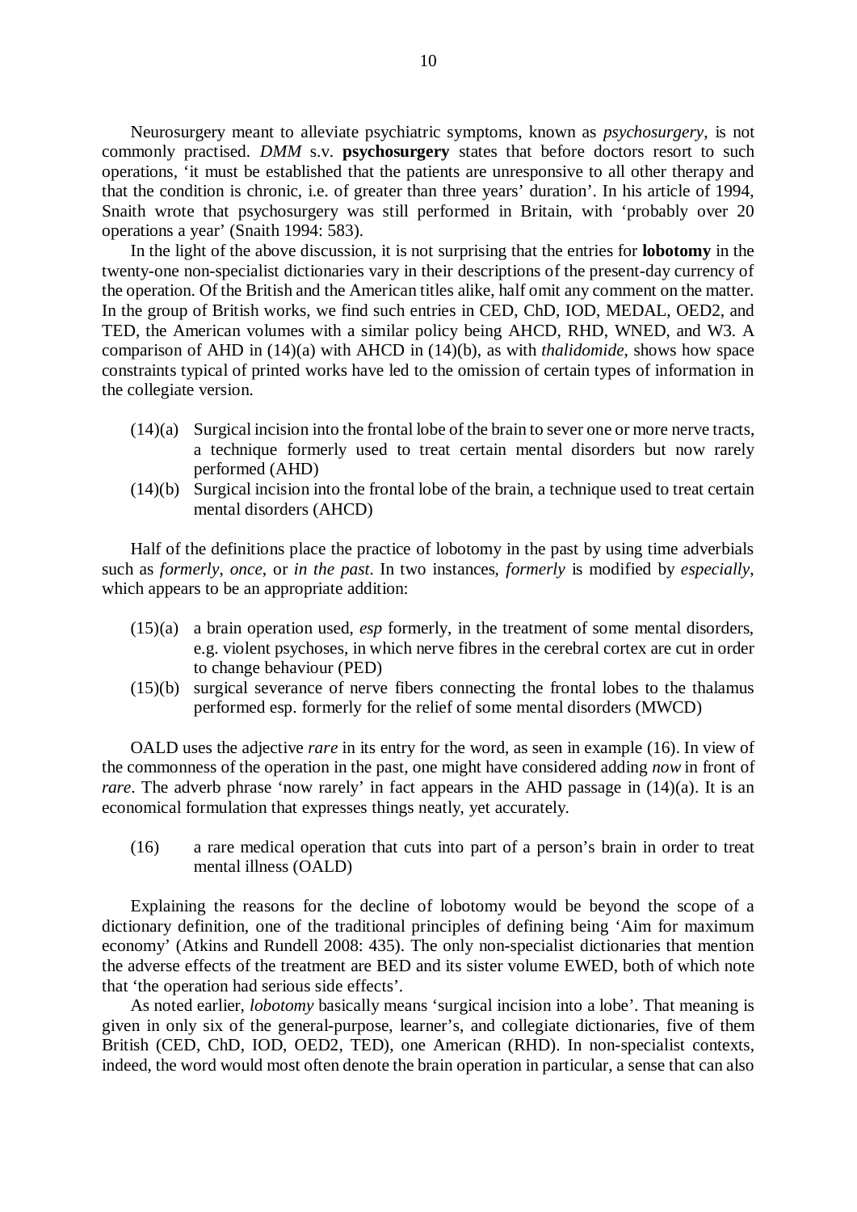Neurosurgery meant to alleviate psychiatric symptoms, known as *psychosurgery*, is not commonly practised. *DMM* s.v. **psychosurgery** states that before doctors resort to such operations, 'it must be established that the patients are unresponsive to all other therapy and that the condition is chronic, i.e. of greater than three years' duration'. In his article of 1994, Snaith wrote that psychosurgery was still performed in Britain, with 'probably over 20 operations a year' (Snaith 1994: 583).

In the light of the above discussion, it is not surprising that the entries for **lobotomy** in the twenty-one non-specialist dictionaries vary in their descriptions of the present-day currency of the operation. Of the British and the American titles alike, half omit any comment on the matter. In the group of British works, we find such entries in CED, ChD, IOD, MEDAL, OED2, and TED, the American volumes with a similar policy being AHCD, RHD, WNED, and W3. A comparison of AHD in (14)(a) with AHCD in (14)(b), as with *thalidomide*, shows how space constraints typical of printed works have led to the omission of certain types of information in the collegiate version.

(14)(a) Surgical incision into the frontal lobe of the brain to sever one or more nerve tracts, a technique formerly used to treat certain mental disorders but now rarely performed (AHD)

(14)(b) Surgical incision into the frontal lobe of the brain, a technique used to treat certain mental disorders (AHCD)

Half of the definitions place the practice of lobotomy in the past by using time adverbials such as *formerly*, *once*, or *in the past*. In two instances, *formerly* is modified by *especially*, which appears to be an appropriate addition:

(15)(a) a brain operation used, *esp* formerly, in the treatment of some mental disorders, e.g. violent psychoses, in which nerve fibres in the cerebral cortex are cut in order to change behaviour (PED)

(15)(b) surgical severance of nerve fibers connecting the frontal lobes to the thalamus performed esp. formerly for the relief of some mental disorders (MWCD)

OALD uses the adjective *rare* in its entry for the word, as seen in example (16). In view of the commonness of the operation in the past, one might have considered adding *now* in front of *rare*. The adverb phrase 'now rarely' in fact appears in the AHD passage in (14)(a). It is an economical formulation that expresses things neatly, yet accurately.

(16) a rare medical operation that cuts into part of a person's brain in order to treat mental illness (OALD)

Explaining the reasons for the decline of lobotomy would be beyond the scope of a dictionary definition, one of the traditional principles of defining being 'Aim for maximum economy' (Atkins and Rundell 2008: 435). The only non-specialist dictionaries that mention the adverse effects of the treatment are BED and its sister volume EWED, both of which note that 'the operation had serious side effects'.

As noted earlier, *lobotomy* basically means 'surgical incision into a lobe'. That meaning is given in only six of the general-purpose, learner's, and collegiate dictionaries, five of them British (CED, ChD, IOD, OED2, TED), one American (RHD). In non-specialist contexts, indeed, the word would most often denote the brain operation in particular, a sense that can also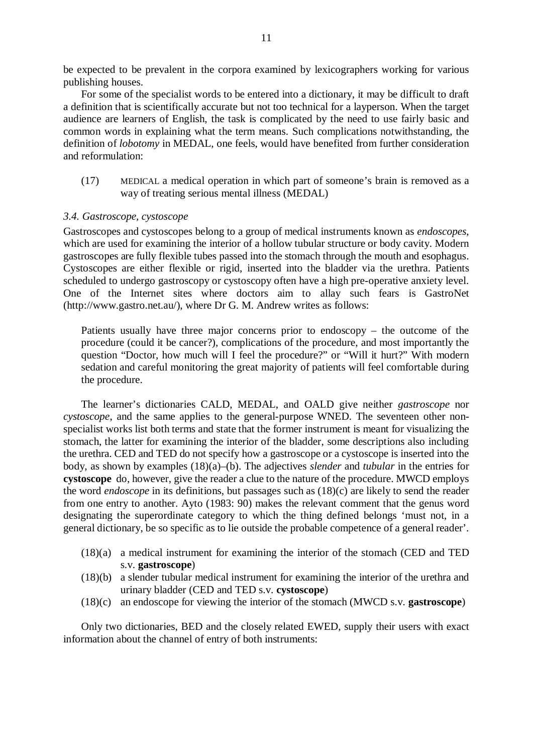be expected to be prevalent in the corpora examined by lexicographers working for various publishing houses.

For some of the specialist words to be entered into a dictionary, it may be difficult to draft a definition that is scientifically accurate but not too technical for a layperson. When the target audience are learners of English, the task is complicated by the need to use fairly basic and common words in explaining what the term means. Such complications notwithstanding, the definition of *lobotomy* in MEDAL, one feels, would have benefited from further consideration and reformulation:

(17) MEDICAL a medical operation in which part of someone's brain is removed as a way of treating serious mental illness (MEDAL)

### *3.4. Gastroscope, cystoscope*

Gastroscopes and cystoscopes belong to a group of medical instruments known as *endoscopes*, which are used for examining the interior of a hollow tubular structure or body cavity. Modern gastroscopes are fully flexible tubes passed into the stomach through the mouth and esophagus. Cystoscopes are either flexible or rigid, inserted into the bladder via the urethra. Patients scheduled to undergo gastroscopy or cystoscopy often have a high pre-operative anxiety level. One of the Internet sites where doctors aim to allay such fears is GastroNet (http://www.gastro.net.au/), where Dr G. M. Andrew writes as follows:

> Patients usually have three major concerns prior to endoscopy – the outcome of the procedure (could it be cancer?), complications of the procedure, and most importantly the question "Doctor, how much will I feel the procedure?" or "Will it hurt?" With modern sedation and careful monitoring the great majority of patients will feel comfortable during the procedure.

The learner's dictionaries CALD, MEDAL, and OALD give neither *gastroscope* nor *cystoscope*, and the same applies to the general-purpose WNED. The seventeen other non-specialist works list both terms and state that the former instrument is meant for visualizing the stomach, the latter for examining the interior of the bladder, some descriptions also including the urethra. CED and TED do not specify how a gastroscope or a cystoscope is inserted into the body, as shown by examples (18)(a)–(b). The adjectives *slender* and *tubular* in the entries for **cystoscope** do, however, give the reader a clue to the nature of the procedure. MWCD employs the word *endoscope* in its definitions, but passages such as (18)(c) are likely to send the reader from one entry to another. Ayto (1983: 90) makes the relevant comment that the genus word designating the superordinate category to which the thing defined belongs 'must not, in a general dictionary, be so specific as to lie outside the probable competence of a general reader'.

(18)(a) a medical instrument for examining the interior of the stomach (CED and TED s.v. **gastroscope**)
(18)(b) a slender tubular medical instrument for examining the interior of the urethra and urinary bladder (CED and TED s.v. **cystoscope**)
(18)(c) an endoscope for viewing the interior of the stomach (MWCD s.v. **gastroscope**)

Only two dictionaries, BED and the closely related EWED, supply their users with exact information about the channel of entry of both instruments: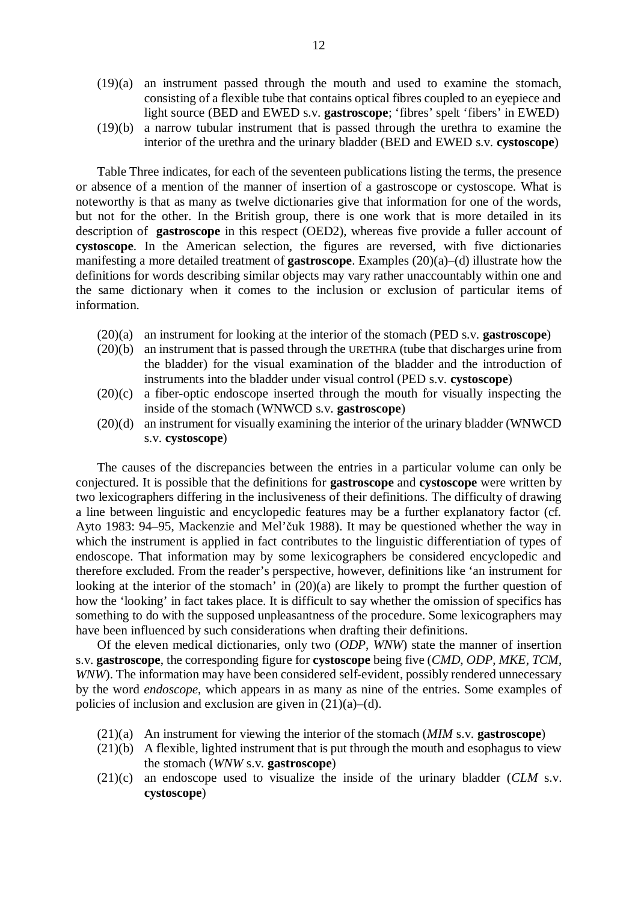(19)(a) an instrument passed through the mouth and used to examine the stomach, consisting of a flexible tube that contains optical fibres coupled to an eyepiece and light source (BED and EWED s.v. **gastroscope**; 'fibres' spelt 'fibers' in EWED)

(19)(b) a narrow tubular instrument that is passed through the urethra to examine the interior of the urethra and the urinary bladder (BED and EWED s.v. **cystoscope**)

Table Three indicates, for each of the seventeen publications listing the terms, the presence or absence of a mention of the manner of insertion of a gastroscope or cystoscope. What is noteworthy is that as many as twelve dictionaries give that information for one of the words, but not for the other. In the British group, there is one work that is more detailed in its description of **gastroscope** in this respect (OED2), whereas five provide a fuller account of **cystoscope**. In the American selection, the figures are reversed, with five dictionaries manifesting a more detailed treatment of **gastroscope**. Examples (20)(a)–(d) illustrate how the definitions for words describing similar objects may vary rather unaccountably within one and the same dictionary when it comes to the inclusion or exclusion of particular items of information.

(20)(a) an instrument for looking at the interior of the stomach (PED s.v. **gastroscope**)

(20)(b) an instrument that is passed through the URETHRA (tube that discharges urine from the bladder) for the visual examination of the bladder and the introduction of instruments into the bladder under visual control (PED s.v. **cystoscope**)

(20)(c) a fiber-optic endoscope inserted through the mouth for visually inspecting the inside of the stomach (WNWCD s.v. **gastroscope**)

(20)(d) an instrument for visually examining the interior of the urinary bladder (WNWCD s.v. **cystoscope**)

The causes of the discrepancies between the entries in a particular volume can only be conjectured. It is possible that the definitions for **gastroscope** and **cystoscope** were written by two lexicographers differing in the inclusiveness of their definitions. The difficulty of drawing a line between linguistic and encyclopedic features may be a further explanatory factor (cf. Ayto 1983: 94–95, Mackenzie and Mel'čuk 1988). It may be questioned whether the way in which the instrument is applied in fact contributes to the linguistic differentiation of types of endoscope. That information may by some lexicographers be considered encyclopedic and therefore excluded. From the reader's perspective, however, definitions like 'an instrument for looking at the interior of the stomach' in (20)(a) are likely to prompt the further question of how the 'looking' in fact takes place. It is difficult to say whether the omission of specifics has something to do with the supposed unpleasantness of the procedure. Some lexicographers may have been influenced by such considerations when drafting their definitions.

Of the eleven medical dictionaries, only two (*ODP*, *WNW*) state the manner of insertion s.v. **gastroscope**, the corresponding figure for **cystoscope** being five (*CMD*, *ODP*, *MKE*, *TCM*, *WNW*). The information may have been considered self-evident, possibly rendered unnecessary by the word *endoscope*, which appears in as many as nine of the entries. Some examples of policies of inclusion and exclusion are given in (21)(a)–(d).

(21)(a) An instrument for viewing the interior of the stomach (*MIM* s.v. **gastroscope**)

(21)(b) A flexible, lighted instrument that is put through the mouth and esophagus to view the stomach (*WNW* s.v. **gastroscope**)

(21)(c) an endoscope used to visualize the inside of the urinary bladder (*CLM* s.v. **cystoscope**)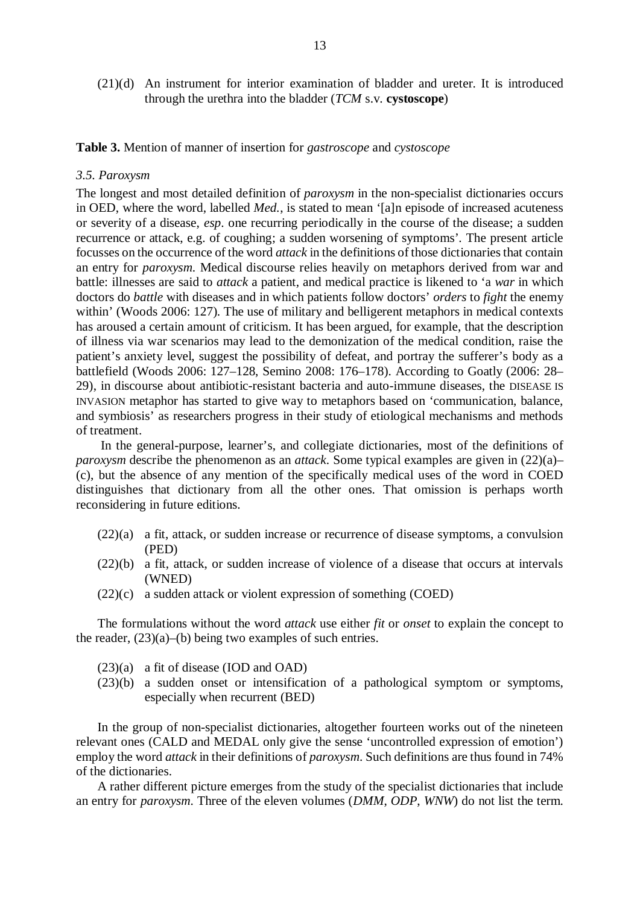(21)(d) An instrument for interior examination of bladder and ureter. It is introduced through the urethra into the bladder (*TCM* s.v. **cystoscope**)

**Table 3.** Mention of manner of insertion for *gastroscope* and *cystoscope*

### *3.5. Paroxysm*

The longest and most detailed definition of *paroxysm* in the non-specialist dictionaries occurs in OED, where the word, labelled *Med.*, is stated to mean '[a]n episode of increased acuteness or severity of a disease, *esp*. one recurring periodically in the course of the disease; a sudden recurrence or attack, e.g. of coughing; a sudden worsening of symptoms'. The present article focusses on the occurrence of the word *attack* in the definitions of those dictionaries that contain an entry for *paroxysm*. Medical discourse relies heavily on metaphors derived from war and battle: illnesses are said to *attack* a patient, and medical practice is likened to 'a *war* in which doctors do *battle* with diseases and in which patients follow doctors' *orders* to *fight* the enemy within' (Woods 2006: 127). The use of military and belligerent metaphors in medical contexts has aroused a certain amount of criticism. It has been argued, for example, that the description of illness via war scenarios may lead to the demonization of the medical condition, raise the patient's anxiety level, suggest the possibility of defeat, and portray the sufferer's body as a battlefield (Woods 2006: 127–128, Semino 2008: 176–178). According to Goatly (2006: 28–29), in discourse about antibiotic-resistant bacteria and auto-immune diseases, the DISEASE IS INVASION metaphor has started to give way to metaphors based on 'communication, balance, and symbiosis' as researchers progress in their study of etiological mechanisms and methods of treatment.

In the general-purpose, learner's, and collegiate dictionaries, most of the definitions of *paroxysm* describe the phenomenon as an *attack*. Some typical examples are given in (22)(a)–(c), but the absence of any mention of the specifically medical uses of the word in COED distinguishes that dictionary from all the other ones. That omission is perhaps worth reconsidering in future editions.

(22)(a) a fit, attack, or sudden increase or recurrence of disease symptoms, a convulsion (PED)

(22)(b) a fit, attack, or sudden increase of violence of a disease that occurs at intervals (WNED)

(22)(c) a sudden attack or violent expression of something (COED)

The formulations without the word *attack* use either *fit* or *onset* to explain the concept to the reader, (23)(a)–(b) being two examples of such entries.

(23)(a) a fit of disease (IOD and OAD)

(23)(b) a sudden onset or intensification of a pathological symptom or symptoms, especially when recurrent (BED)

In the group of non-specialist dictionaries, altogether fourteen works out of the nineteen relevant ones (CALD and MEDAL only give the sense 'uncontrolled expression of emotion') employ the word *attack* in their definitions of *paroxysm*. Such definitions are thus found in 74% of the dictionaries.

A rather different picture emerges from the study of the specialist dictionaries that include an entry for *paroxysm*. Three of the eleven volumes (*DMM*, *ODP*, *WNW*) do not list the term.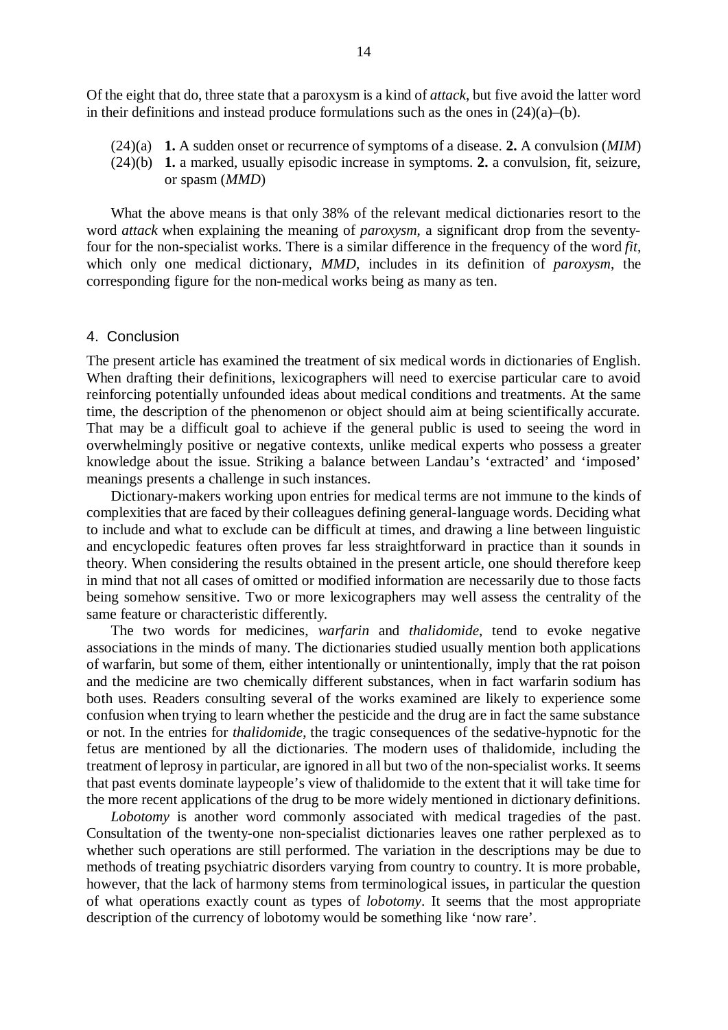Of the eight that do, three state that a paroxysm is a kind of *attack*, but five avoid the latter word in their definitions and instead produce formulations such as the ones in (24)(a)–(b).

(24)(a) **1.** A sudden onset or recurrence of symptoms of a disease. **2.** A convulsion (*MIM*)

(24)(b) **1.** a marked, usually episodic increase in symptoms. **2.** a convulsion, fit, seizure, or spasm (*MMD*)

What the above means is that only 38% of the relevant medical dictionaries resort to the word *attack* when explaining the meaning of *paroxysm*, a significant drop from the seventy-four for the non-specialist works. There is a similar difference in the frequency of the word *fit*, which only one medical dictionary, *MMD*, includes in its definition of *paroxysm*, the corresponding figure for the non-medical works being as many as ten.

## 4. Conclusion

The present article has examined the treatment of six medical words in dictionaries of English. When drafting their definitions, lexicographers will need to exercise particular care to avoid reinforcing potentially unfounded ideas about medical conditions and treatments. At the same time, the description of the phenomenon or object should aim at being scientifically accurate. That may be a difficult goal to achieve if the general public is used to seeing the word in overwhelmingly positive or negative contexts, unlike medical experts who possess a greater knowledge about the issue. Striking a balance between Landau's 'extracted' and 'imposed' meanings presents a challenge in such instances.

Dictionary-makers working upon entries for medical terms are not immune to the kinds of complexities that are faced by their colleagues defining general-language words. Deciding what to include and what to exclude can be difficult at times, and drawing a line between linguistic and encyclopedic features often proves far less straightforward in practice than it sounds in theory. When considering the results obtained in the present article, one should therefore keep in mind that not all cases of omitted or modified information are necessarily due to those facts being somehow sensitive. Two or more lexicographers may well assess the centrality of the same feature or characteristic differently.

The two words for medicines, *warfarin* and *thalidomide*, tend to evoke negative associations in the minds of many. The dictionaries studied usually mention both applications of warfarin, but some of them, either intentionally or unintentionally, imply that the rat poison and the medicine are two chemically different substances, when in fact warfarin sodium has both uses. Readers consulting several of the works examined are likely to experience some confusion when trying to learn whether the pesticide and the drug are in fact the same substance or not. In the entries for *thalidomide*, the tragic consequences of the sedative-hypnotic for the fetus are mentioned by all the dictionaries. The modern uses of thalidomide, including the treatment of leprosy in particular, are ignored in all but two of the non-specialist works. It seems that past events dominate laypeople's view of thalidomide to the extent that it will take time for the more recent applications of the drug to be more widely mentioned in dictionary definitions.

*Lobotomy* is another word commonly associated with medical tragedies of the past. Consultation of the twenty-one non-specialist dictionaries leaves one rather perplexed as to whether such operations are still performed. The variation in the descriptions may be due to methods of treating psychiatric disorders varying from country to country. It is more probable, however, that the lack of harmony stems from terminological issues, in particular the question of what operations exactly count as types of *lobotomy*. It seems that the most appropriate description of the currency of lobotomy would be something like 'now rare'.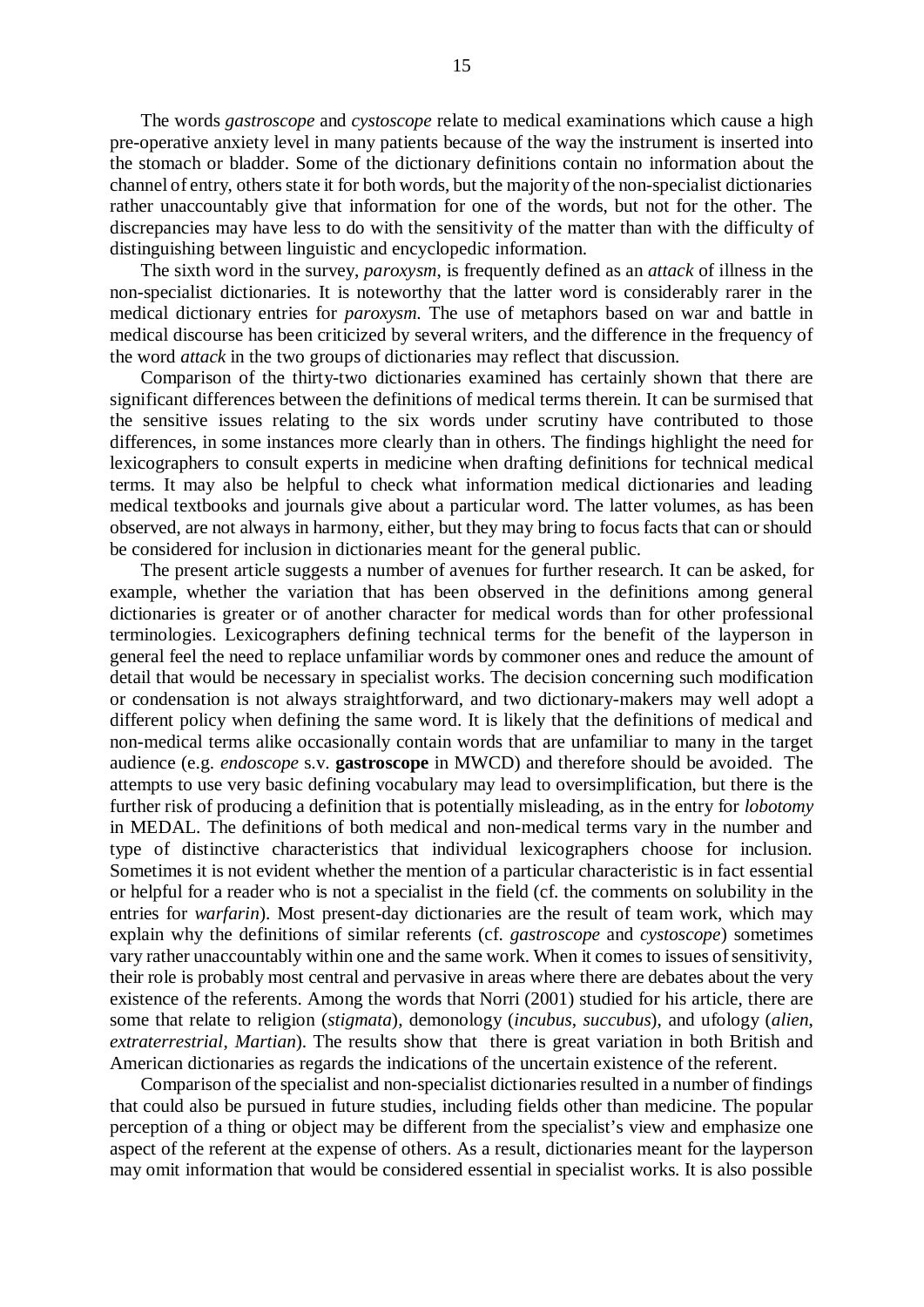The words *gastroscope* and *cystoscope* relate to medical examinations which cause a high pre-operative anxiety level in many patients because of the way the instrument is inserted into the stomach or bladder. Some of the dictionary definitions contain no information about the channel of entry, others state it for both words, but the majority of the non-specialist dictionaries rather unaccountably give that information for one of the words, but not for the other. The discrepancies may have less to do with the sensitivity of the matter than with the difficulty of distinguishing between linguistic and encyclopedic information.

The sixth word in the survey, *paroxysm*, is frequently defined as an *attack* of illness in the non-specialist dictionaries. It is noteworthy that the latter word is considerably rarer in the medical dictionary entries for *paroxysm*. The use of metaphors based on war and battle in medical discourse has been criticized by several writers, and the difference in the frequency of the word *attack* in the two groups of dictionaries may reflect that discussion.

Comparison of the thirty-two dictionaries examined has certainly shown that there are significant differences between the definitions of medical terms therein. It can be surmised that the sensitive issues relating to the six words under scrutiny have contributed to those differences, in some instances more clearly than in others. The findings highlight the need for lexicographers to consult experts in medicine when drafting definitions for technical medical terms. It may also be helpful to check what information medical dictionaries and leading medical textbooks and journals give about a particular word. The latter volumes, as has been observed, are not always in harmony, either, but they may bring to focus facts that can or should be considered for inclusion in dictionaries meant for the general public.

The present article suggests a number of avenues for further research. It can be asked, for example, whether the variation that has been observed in the definitions among general dictionaries is greater or of another character for medical words than for other professional terminologies. Lexicographers defining technical terms for the benefit of the layperson in general feel the need to replace unfamiliar words by commoner ones and reduce the amount of detail that would be necessary in specialist works. The decision concerning such modification or condensation is not always straightforward, and two dictionary-makers may well adopt a different policy when defining the same word. It is likely that the definitions of medical and non-medical terms alike occasionally contain words that are unfamiliar to many in the target audience (e.g. *endoscope* s.v. **gastroscope** in MWCD) and therefore should be avoided. The attempts to use very basic defining vocabulary may lead to oversimplification, but there is the further risk of producing a definition that is potentially misleading, as in the entry for *lobotomy* in MEDAL. The definitions of both medical and non-medical terms vary in the number and type of distinctive characteristics that individual lexicographers choose for inclusion. Sometimes it is not evident whether the mention of a particular characteristic is in fact essential or helpful for a reader who is not a specialist in the field (cf. the comments on solubility in the entries for *warfarin*). Most present-day dictionaries are the result of team work, which may explain why the definitions of similar referents (cf. *gastroscope* and *cystoscope*) sometimes vary rather unaccountably within one and the same work. When it comes to issues of sensitivity, their role is probably most central and pervasive in areas where there are debates about the very existence of the referents. Among the words that Norri (2001) studied for his article, there are some that relate to religion (*stigmata*), demonology (*incubus*, *succubus*), and ufology (*alien*, *extraterrestrial*, *Martian*). The results show that there is great variation in both British and American dictionaries as regards the indications of the uncertain existence of the referent.

Comparison of the specialist and non-specialist dictionaries resulted in a number of findings that could also be pursued in future studies, including fields other than medicine. The popular perception of a thing or object may be different from the specialist's view and emphasize one aspect of the referent at the expense of others. As a result, dictionaries meant for the layperson may omit information that would be considered essential in specialist works. It is also possible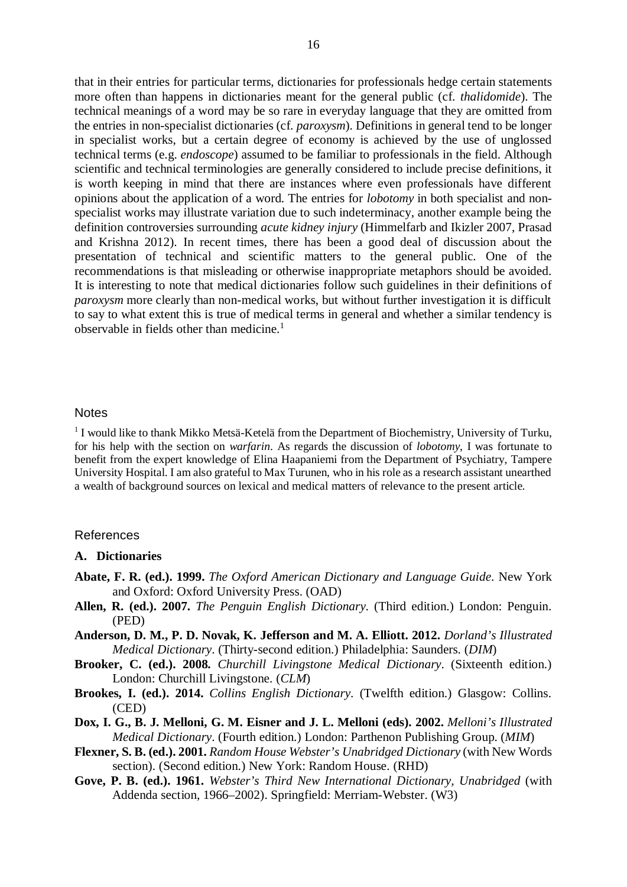that in their entries for particular terms, dictionaries for professionals hedge certain statements more often than happens in dictionaries meant for the general public (cf. *thalidomide*). The technical meanings of a word may be so rare in everyday language that they are omitted from the entries in non-specialist dictionaries (cf. *paroxysm*). Definitions in general tend to be longer in specialist works, but a certain degree of economy is achieved by the use of unglossed technical terms (e.g. *endoscope*) assumed to be familiar to professionals in the field. Although scientific and technical terminologies are generally considered to include precise definitions, it is worth keeping in mind that there are instances where even professionals have different opinions about the application of a word. The entries for *lobotomy* in both specialist and non-specialist works may illustrate variation due to such indeterminacy, another example being the definition controversies surrounding *acute kidney injury* (Himmelfarb and Ikizler 2007, Prasad and Krishna 2012). In recent times, there has been a good deal of discussion about the presentation of technical and scientific matters to the general public. One of the recommendations is that misleading or otherwise inappropriate metaphors should be avoided. It is interesting to note that medical dictionaries follow such guidelines in their definitions of *paroxysm* more clearly than non-medical works, but without further investigation it is difficult to say to what extent this is true of medical terms in general and whether a similar tendency is observable in fields other than medicine.[1]

## Notes

[1] I would like to thank Mikko Metsä-Ketelä from the Department of Biochemistry, University of Turku, for his help with the section on *warfarin*. As regards the discussion of *lobotomy*, I was fortunate to benefit from the expert knowledge of Elina Haapaniemi from the Department of Psychiatry, Tampere University Hospital. I am also grateful to Max Turunen, who in his role as a research assistant unearthed a wealth of background sources on lexical and medical matters of relevance to the present article.

## References

### A. Dictionaries

**Abate, F. R. (ed.). 1999.** *The Oxford American Dictionary and Language Guide*. New York and Oxford: Oxford University Press. (OAD)

**Allen, R. (ed.). 2007.** *The Penguin English Dictionary*. (Third edition.) London: Penguin. (PED)

**Anderson, D. M., P. D. Novak, K. Jefferson and M. A. Elliott. 2012.** *Dorland's Illustrated Medical Dictionary*. (Thirty-second edition.) Philadelphia: Saunders. (*DIM*)

**Brooker, C. (ed.). 2008.** *Churchill Livingstone Medical Dictionary*. (Sixteenth edition.) London: Churchill Livingstone. (*CLM*)

**Brookes, I. (ed.). 2014.** *Collins English Dictionary*. (Twelfth edition.) Glasgow: Collins. (CED)

**Dox, I. G., B. J. Melloni, G. M. Eisner and J. L. Melloni (eds). 2002.** *Melloni's Illustrated Medical Dictionary*. (Fourth edition.) London: Parthenon Publishing Group. (*MIM*)

**Flexner, S. B. (ed.). 2001.** *Random House Webster's Unabridged Dictionary* (with New Words section). (Second edition.) New York: Random House. (RHD)

**Gove, P. B. (ed.). 1961.** *Webster's Third New International Dictionary, Unabridged* (with Addenda section, 1966–2002). Springfield: Merriam-Webster. (W3)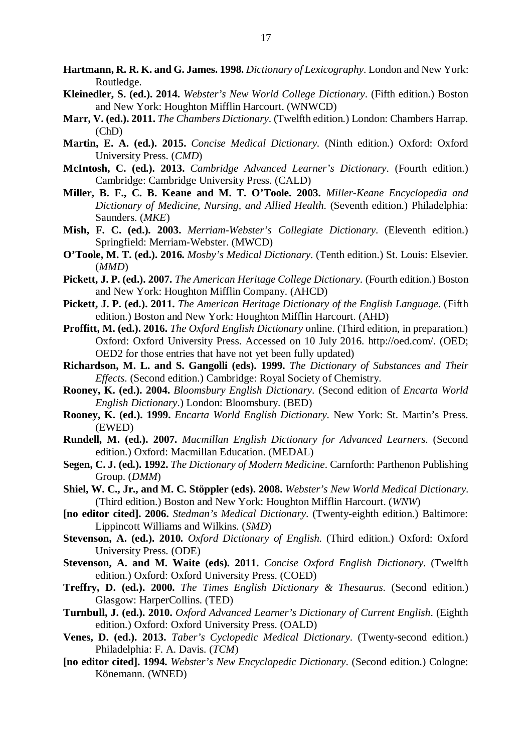**Hartmann, R. R. K. and G. James. 1998.** *Dictionary of Lexicography*. London and New York: Routledge.

**Kleinedler, S. (ed.). 2014.** *Webster's New World College Dictionary*. (Fifth edition.) Boston and New York: Houghton Mifflin Harcourt. (WNWCD)

**Marr, V. (ed.). 2011.** *The Chambers Dictionary*. (Twelfth edition.) London: Chambers Harrap. (ChD)

**Martin, E. A. (ed.). 2015.** *Concise Medical Dictionary*. (Ninth edition.) Oxford: Oxford University Press. (*CMD*)

**McIntosh, C. (ed.). 2013.** *Cambridge Advanced Learner's Dictionary*. (Fourth edition.) Cambridge: Cambridge University Press. (CALD)

**Miller, B. F., C. B. Keane and M. T. O'Toole. 2003.** *Miller-Keane Encyclopedia and Dictionary of Medicine, Nursing, and Allied Health*. (Seventh edition.) Philadelphia: Saunders. (*MKE*)

**Mish, F. C. (ed.). 2003.** *Merriam-Webster's Collegiate Dictionary*. (Eleventh edition.) Springfield: Merriam-Webster. (MWCD)

**O'Toole, M. T. (ed.). 2016.** *Mosby's Medical Dictionary*. (Tenth edition.) St. Louis: Elsevier. (*MMD*)

**Pickett, J. P. (ed.). 2007.** *The American Heritage College Dictionary*. (Fourth edition.) Boston and New York: Houghton Mifflin Company. (AHCD)

**Pickett, J. P. (ed.). 2011.** *The American Heritage Dictionary of the English Language*. (Fifth edition.) Boston and New York: Houghton Mifflin Harcourt. (AHD)

**Proffitt, M. (ed.). 2016.** *The Oxford English Dictionary* online. (Third edition, in preparation.) Oxford: Oxford University Press. Accessed on 10 July 2016. http://oed.com/. (OED; OED2 for those entries that have not yet been fully updated)

**Richardson, M. L. and S. Gangolli (eds). 1999.** *The Dictionary of Substances and Their Effects*. (Second edition.) Cambridge: Royal Society of Chemistry.

**Rooney, K. (ed.). 2004.** *Bloomsbury English Dictionary*. (Second edition of *Encarta World English Dictionary*.) London: Bloomsbury. (BED)

**Rooney, K. (ed.). 1999.** *Encarta World English Dictionary*. New York: St. Martin's Press. (EWED)

**Rundell, M. (ed.). 2007.** *Macmillan English Dictionary for Advanced Learners*. (Second edition.) Oxford: Macmillan Education. (MEDAL)

**Segen, C. J. (ed.). 1992.** *The Dictionary of Modern Medicine*. Carnforth: Parthenon Publishing Group. (*DMM*)

**Shiel, W. C., Jr., and M. C. Stöppler (eds). 2008.** *Webster's New World Medical Dictionary*. (Third edition.) Boston and New York: Houghton Mifflin Harcourt. (*WNW*)

**[no editor cited]. 2006.** *Stedman's Medical Dictionary*. (Twenty-eighth edition.) Baltimore: Lippincott Williams and Wilkins. (*SMD*)

**Stevenson, A. (ed.). 2010.** *Oxford Dictionary of English*. (Third edition.) Oxford: Oxford University Press. (ODE)

**Stevenson, A. and M. Waite (eds). 2011.** *Concise Oxford English Dictionary*. (Twelfth edition.) Oxford: Oxford University Press. (COED)

**Treffry, D. (ed.). 2000.** *The Times English Dictionary & Thesaurus*. (Second edition.) Glasgow: HarperCollins. (TED)

**Turnbull, J. (ed.). 2010.** *Oxford Advanced Learner's Dictionary of Current English*. (Eighth edition.) Oxford: Oxford University Press. (OALD)

**Venes, D. (ed.). 2013.** *Taber's Cyclopedic Medical Dictionary*. (Twenty-second edition.) Philadelphia: F. A. Davis. (*TCM*)

**[no editor cited]. 1994.** *Webster's New Encyclopedic Dictionary*. (Second edition.) Cologne: Könemann. (WNED)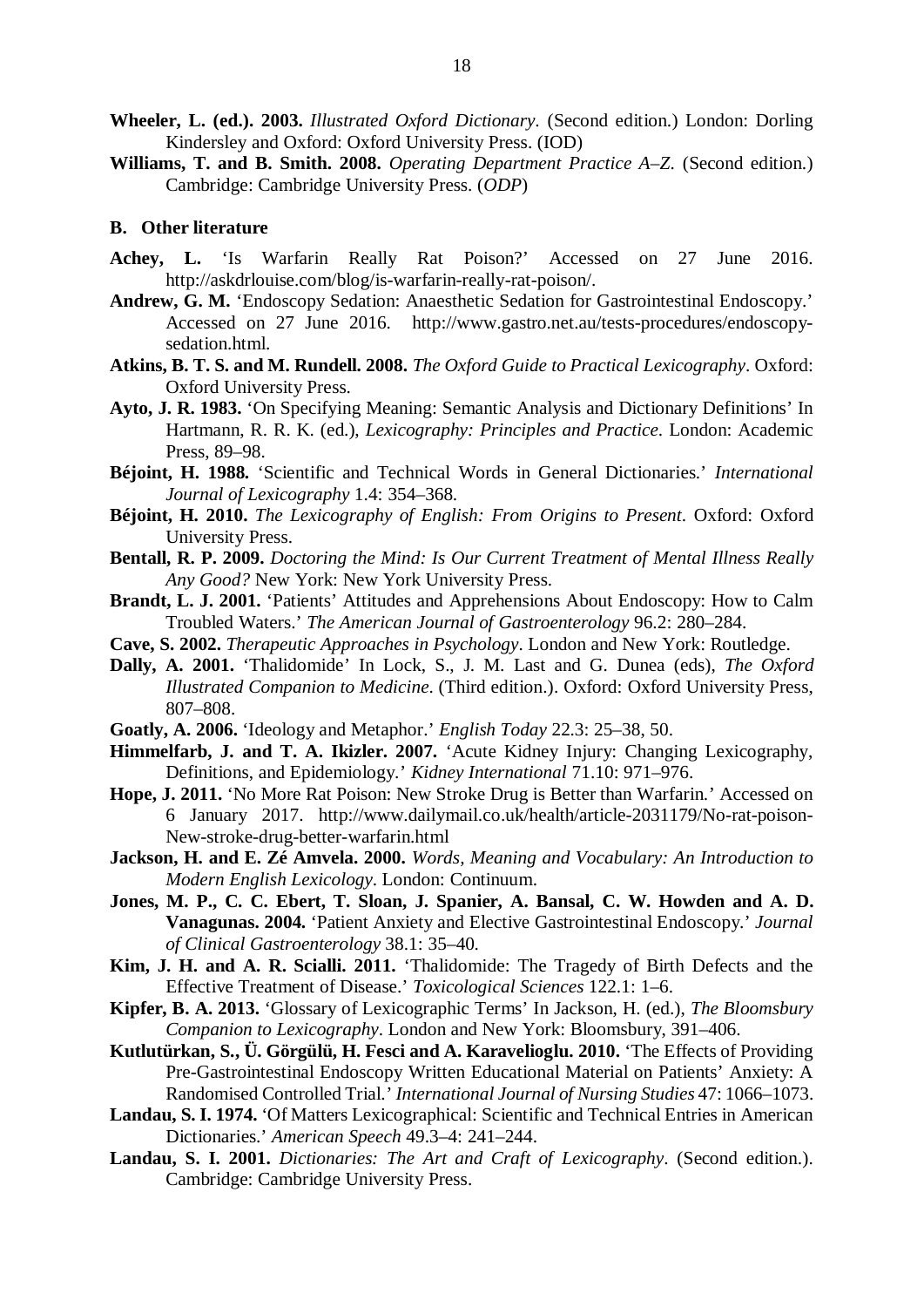**Wheeler, L. (ed.). 2003.** *Illustrated Oxford Dictionary*. (Second edition.) London: Dorling Kindersley and Oxford: Oxford University Press. (IOD)

**Williams, T. and B. Smith. 2008.** *Operating Department Practice A–Z*. (Second edition.) Cambridge: Cambridge University Press. (*ODP*)

### B. Other literature

**Achey, L.** 'Is Warfarin Really Rat Poison?' Accessed on 27 June 2016. http://askdrlouise.com/blog/is-warfarin-really-rat-poison/.

**Andrew, G. M.** 'Endoscopy Sedation: Anaesthetic Sedation for Gastrointestinal Endoscopy.' Accessed on 27 June 2016. http://www.gastro.net.au/tests-procedures/endoscopy-sedation.html.

**Atkins, B. T. S. and M. Rundell. 2008.** *The Oxford Guide to Practical Lexicography*. Oxford: Oxford University Press.

**Ayto, J. R. 1983.** 'On Specifying Meaning: Semantic Analysis and Dictionary Definitions' In Hartmann, R. R. K. (ed.), *Lexicography: Principles and Practice*. London: Academic Press, 89–98.

**Béjoint, H. 1988.** 'Scientific and Technical Words in General Dictionaries.' *International Journal of Lexicography* 1.4: 354–368.

**Béjoint, H. 2010.** *The Lexicography of English: From Origins to Present*. Oxford: Oxford University Press.

**Bentall, R. P. 2009.** *Doctoring the Mind: Is Our Current Treatment of Mental Illness Really Any Good?* New York: New York University Press.

**Brandt, L. J. 2001.** 'Patients' Attitudes and Apprehensions About Endoscopy: How to Calm Troubled Waters.' *The American Journal of Gastroenterology* 96.2: 280–284.

**Cave, S. 2002.** *Therapeutic Approaches in Psychology*. London and New York: Routledge.

**Dally, A. 2001.** 'Thalidomide' In Lock, S., J. M. Last and G. Dunea (eds), *The Oxford Illustrated Companion to Medicine*. (Third edition.). Oxford: Oxford University Press, 807–808.

**Goatly, A. 2006.** 'Ideology and Metaphor.' *English Today* 22.3: 25–38, 50.

**Himmelfarb, J. and T. A. Ikizler. 2007.** 'Acute Kidney Injury: Changing Lexicography, Definitions, and Epidemiology.' *Kidney International* 71.10: 971–976.

**Hope, J. 2011.** 'No More Rat Poison: New Stroke Drug is Better than Warfarin.' Accessed on 6 January 2017. http://www.dailymail.co.uk/health/article-2031179/No-rat-poison-New-stroke-drug-better-warfarin.html

**Jackson, H. and E. Zé Amvela. 2000.** *Words, Meaning and Vocabulary: An Introduction to Modern English Lexicology*. London: Continuum.

**Jones, M. P., C. C. Ebert, T. Sloan, J. Spanier, A. Bansal, C. W. Howden and A. D. Vanagunas. 2004.** 'Patient Anxiety and Elective Gastrointestinal Endoscopy.' *Journal of Clinical Gastroenterology* 38.1: 35–40.

**Kim, J. H. and A. R. Scialli. 2011.** 'Thalidomide: The Tragedy of Birth Defects and the Effective Treatment of Disease.' *Toxicological Sciences* 122.1: 1–6.

**Kipfer, B. A. 2013.** 'Glossary of Lexicographic Terms' In Jackson, H. (ed.), *The Bloomsbury Companion to Lexicography*. London and New York: Bloomsbury, 391–406.

**Kutlutürkan, S., Ü. Görgülü, H. Fesci and A. Karavelioglu. 2010.** 'The Effects of Providing Pre-Gastrointestinal Endoscopy Written Educational Material on Patients' Anxiety: A Randomised Controlled Trial.' *International Journal of Nursing Studies* 47: 1066–1073.

**Landau, S. I. 1974.** 'Of Matters Lexicographical: Scientific and Technical Entries in American Dictionaries.' *American Speech* 49.3–4: 241–244.

**Landau, S. I. 2001.** *Dictionaries: The Art and Craft of Lexicography*. (Second edition.). Cambridge: Cambridge University Press.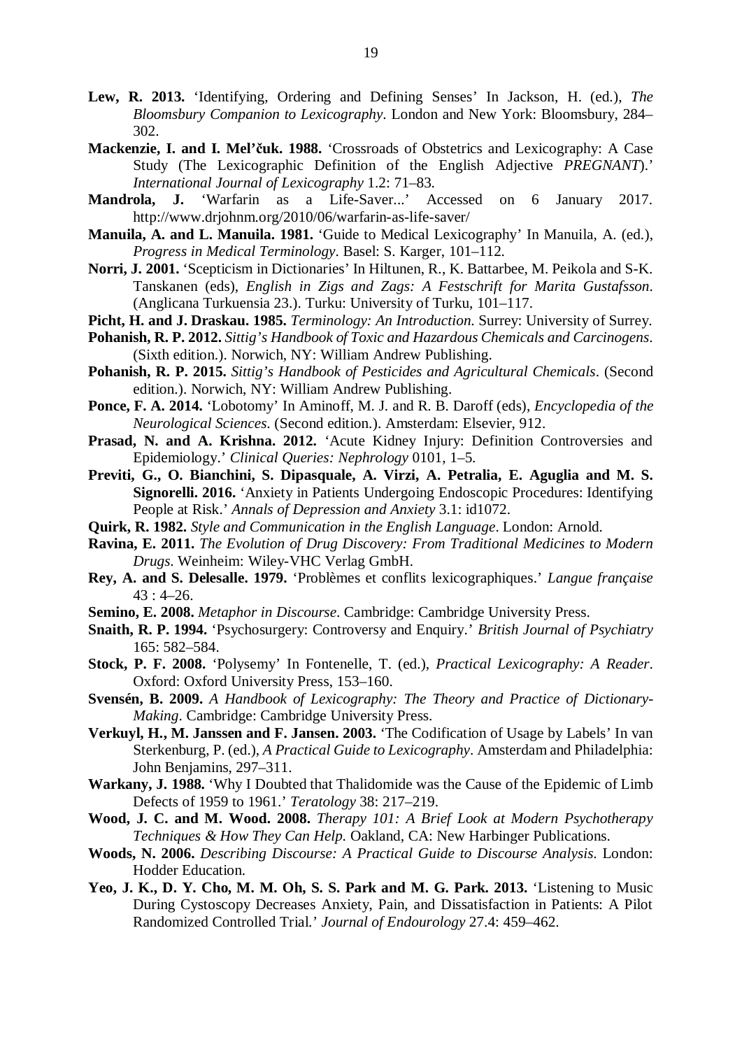**Lew, R. 2013.** 'Identifying, Ordering and Defining Senses' In Jackson, H. (ed.), *The Bloomsbury Companion to Lexicography*. London and New York: Bloomsbury, 284–302.

**Mackenzie, I. and I. Mel'čuk. 1988.** 'Crossroads of Obstetrics and Lexicography: A Case Study (The Lexicographic Definition of the English Adjective *PREGNANT*).' *International Journal of Lexicography* 1.2: 71–83.

**Mandrola, J.** 'Warfarin as a Life-Saver...' Accessed on 6 January 2017. http://www.drjohnm.org/2010/06/warfarin-as-life-saver/

**Manuila, A. and L. Manuila. 1981.** 'Guide to Medical Lexicography' In Manuila, A. (ed.), *Progress in Medical Terminology*. Basel: S. Karger, 101–112.

**Norri, J. 2001.** 'Scepticism in Dictionaries' In Hiltunen, R., K. Battarbee, M. Peikola and S-K. Tanskanen (eds), *English in Zigs and Zags: A Festschrift for Marita Gustafsson*. (Anglicana Turkuensia 23.). Turku: University of Turku, 101–117.

**Picht, H. and J. Draskau. 1985.** *Terminology: An Introduction*. Surrey: University of Surrey.

**Pohanish, R. P. 2012.** *Sittig's Handbook of Toxic and Hazardous Chemicals and Carcinogens*. (Sixth edition.). Norwich, NY: William Andrew Publishing.

**Pohanish, R. P. 2015.** *Sittig's Handbook of Pesticides and Agricultural Chemicals*. (Second edition.). Norwich, NY: William Andrew Publishing.

**Ponce, F. A. 2014.** 'Lobotomy' In Aminoff, M. J. and R. B. Daroff (eds), *Encyclopedia of the Neurological Sciences*. (Second edition.). Amsterdam: Elsevier, 912.

**Prasad, N. and A. Krishna. 2012.** 'Acute Kidney Injury: Definition Controversies and Epidemiology.' *Clinical Queries: Nephrology* 0101, 1–5.

**Previti, G., O. Bianchini, S. Dipasquale, A. Virzi, A. Petralia, E. Aguglia and M. S. Signorelli. 2016.** 'Anxiety in Patients Undergoing Endoscopic Procedures: Identifying People at Risk.' *Annals of Depression and Anxiety* 3.1: id1072.

**Quirk, R. 1982.** *Style and Communication in the English Language*. London: Arnold.

**Ravina, E. 2011.** *The Evolution of Drug Discovery: From Traditional Medicines to Modern Drugs*. Weinheim: Wiley-VHC Verlag GmbH.

**Rey, A. and S. Delesalle. 1979.** 'Problèmes et conflits lexicographiques.' *Langue française* 43 : 4–26.

**Semino, E. 2008.** *Metaphor in Discourse*. Cambridge: Cambridge University Press.

**Snaith, R. P. 1994.** 'Psychosurgery: Controversy and Enquiry.' *British Journal of Psychiatry* 165: 582–584.

**Stock, P. F. 2008.** 'Polysemy' In Fontenelle, T. (ed.), *Practical Lexicography: A Reader*. Oxford: Oxford University Press, 153–160.

**Svensén, B. 2009.** *A Handbook of Lexicography: The Theory and Practice of Dictionary-Making*. Cambridge: Cambridge University Press.

**Verkuyl, H., M. Janssen and F. Jansen. 2003.** 'The Codification of Usage by Labels' In van Sterkenburg, P. (ed.), *A Practical Guide to Lexicography*. Amsterdam and Philadelphia: John Benjamins, 297–311.

**Warkany, J. 1988.** 'Why I Doubted that Thalidomide was the Cause of the Epidemic of Limb Defects of 1959 to 1961.' *Teratology* 38: 217–219.

**Wood, J. C. and M. Wood. 2008.** *Therapy 101: A Brief Look at Modern Psychotherapy Techniques & How They Can Help.* Oakland, CA: New Harbinger Publications.

**Woods, N. 2006.** *Describing Discourse: A Practical Guide to Discourse Analysis*. London: Hodder Education.

**Yeo, J. K., D. Y. Cho, M. M. Oh, S. S. Park and M. G. Park. 2013.** 'Listening to Music During Cystoscopy Decreases Anxiety, Pain, and Dissatisfaction in Patients: A Pilot Randomized Controlled Trial.' *Journal of Endourology* 27.4: 459–462.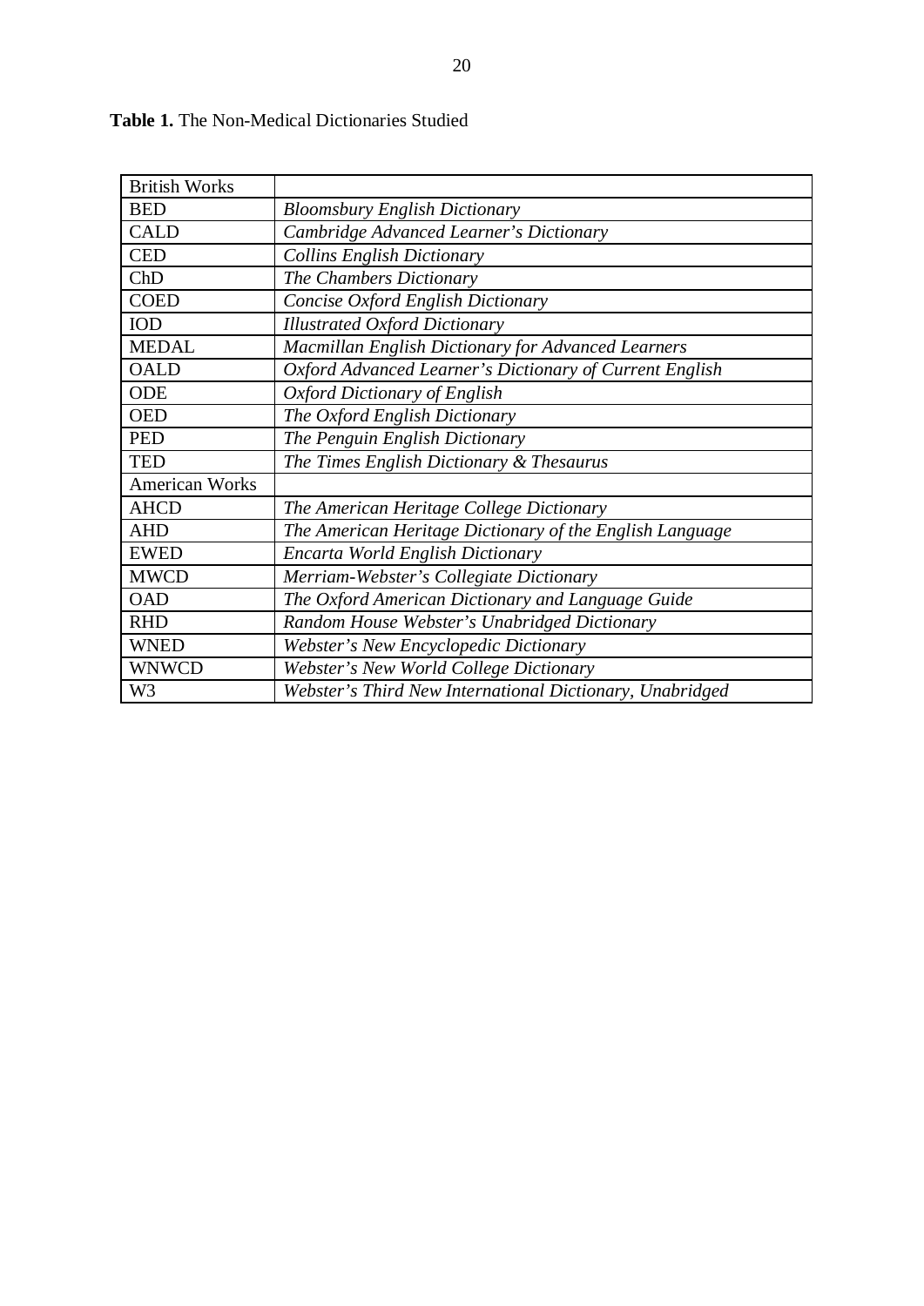**Table 1.** The Non-Medical Dictionaries Studied

| | |
|---|---|
| British Works | |
| BED | *Bloomsbury English Dictionary* |
| CALD | *Cambridge Advanced Learner's Dictionary* |
| CED | *Collins English Dictionary* |
| ChD | *The Chambers Dictionary* |
| COED | *Concise Oxford English Dictionary* |
| IOD | *Illustrated Oxford Dictionary* |
| MEDAL | *Macmillan English Dictionary for Advanced Learners* |
| OALD | *Oxford Advanced Learner's Dictionary of Current English* |
| ODE | *Oxford Dictionary of English* |
| OED | *The Oxford English Dictionary* |
| PED | *The Penguin English Dictionary* |
| TED | *The Times English Dictionary & Thesaurus* |
| American Works | |
| AHCD | *The American Heritage College Dictionary* |
| AHD | *The American Heritage Dictionary of the English Language* |
| EWED | *Encarta World English Dictionary* |
| MWCD | *Merriam-Webster's Collegiate Dictionary* |
| OAD | *The Oxford American Dictionary and Language Guide* |
| RHD | *Random House Webster's Unabridged Dictionary* |
| WNED | *Webster's New Encyclopedic Dictionary* |
| WNWCD | *Webster's New World College Dictionary* |
| W3 | *Webster's Third New International Dictionary, Unabridged* |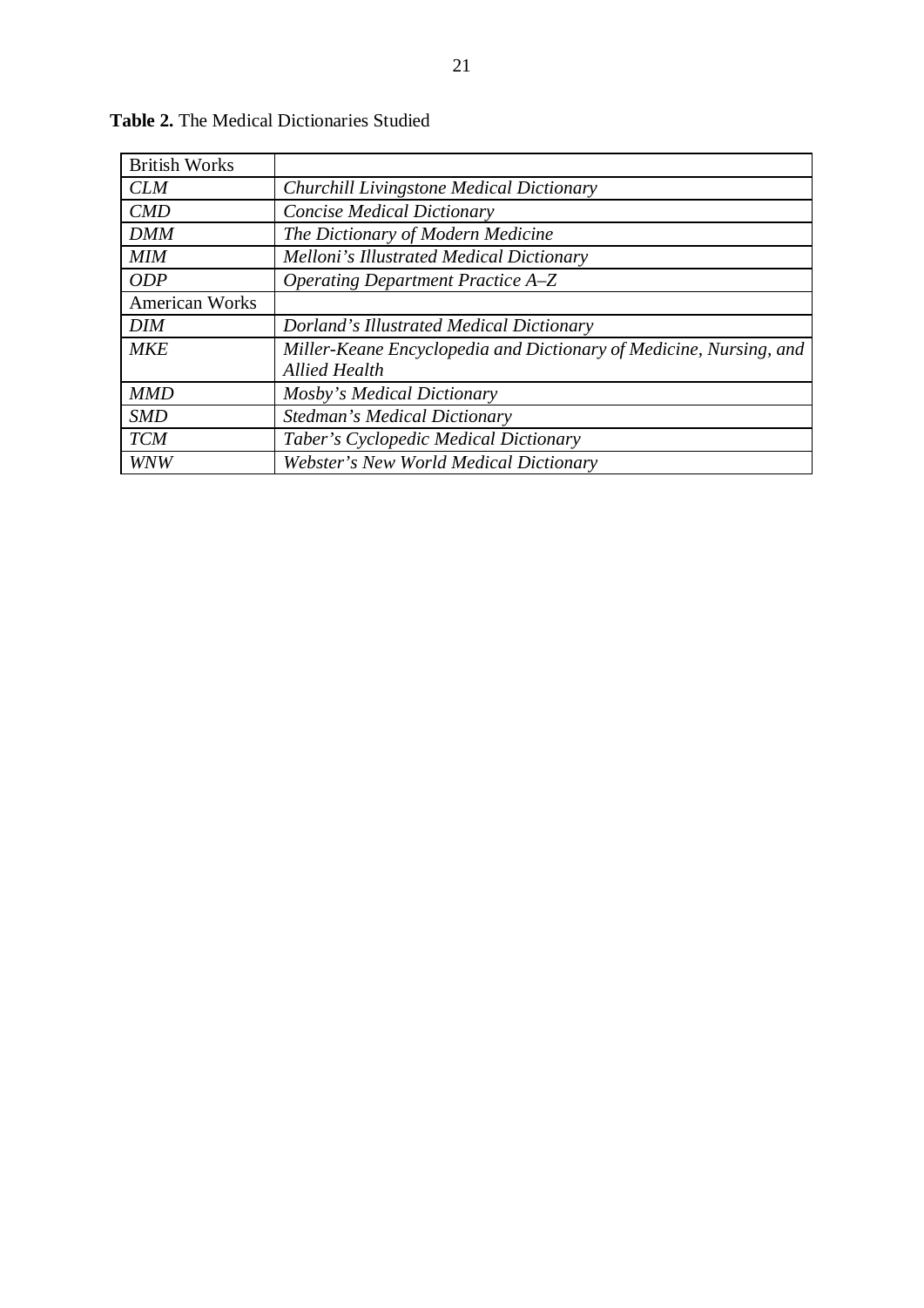**Table 2.** The Medical Dictionaries Studied

| | |
|---|---|
| British Works | |
| *CLM* | *Churchill Livingstone Medical Dictionary* |
| *CMD* | *Concise Medical Dictionary* |
| *DMM* | *The Dictionary of Modern Medicine* |
| *MIM* | *Melloni's Illustrated Medical Dictionary* |
| *ODP* | *Operating Department Practice A–Z* |
| American Works | |
| *DIM* | *Dorland's Illustrated Medical Dictionary* |
| *MKE* | *Miller-Keane Encyclopedia and Dictionary of Medicine, Nursing, and Allied Health* |
| *MMD* | *Mosby's Medical Dictionary* |
| *SMD* | *Stedman's Medical Dictionary* |
| *TCM* | *Taber's Cyclopedic Medical Dictionary* |
| *WNW* | *Webster's New World Medical Dictionary* |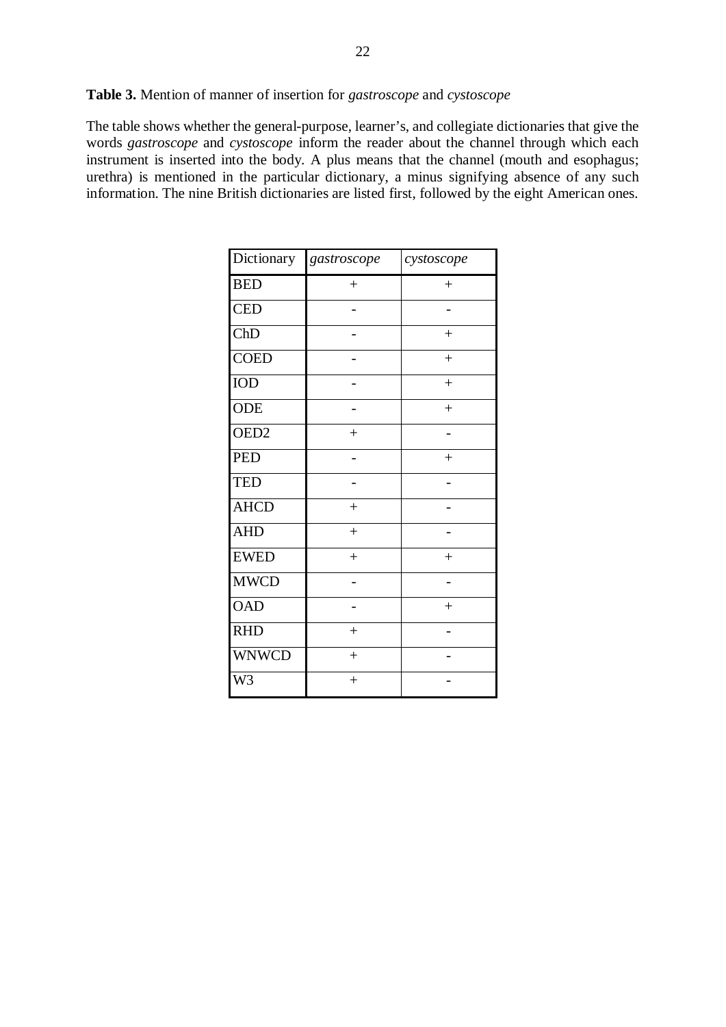**Table 3.** Mention of manner of insertion for *gastroscope* and *cystoscope*

The table shows whether the general-purpose, learner's, and collegiate dictionaries that give the words *gastroscope* and *cystoscope* inform the reader about the channel through which each instrument is inserted into the body. A plus means that the channel (mouth and esophagus; urethra) is mentioned in the particular dictionary, a minus signifying absence of any such information. The nine British dictionaries are listed first, followed by the eight American ones.

| Dictionary | *gastroscope* | *cystoscope* |
|---|---|---|
| BED | + | + |
| CED | - | - |
| ChD | - | + |
| COED | - | + |
| IOD | - | + |
| ODE | - | + |
| OED2 | + | - |
| PED | - | + |
| TED | - | - |
| AHCD | + | - |
| AHD | + | - |
| EWED | + | + |
| MWCD | - | - |
| OAD | - | + |
| RHD | + | - |
| WNWCD | + | - |
| W3 | + | - |